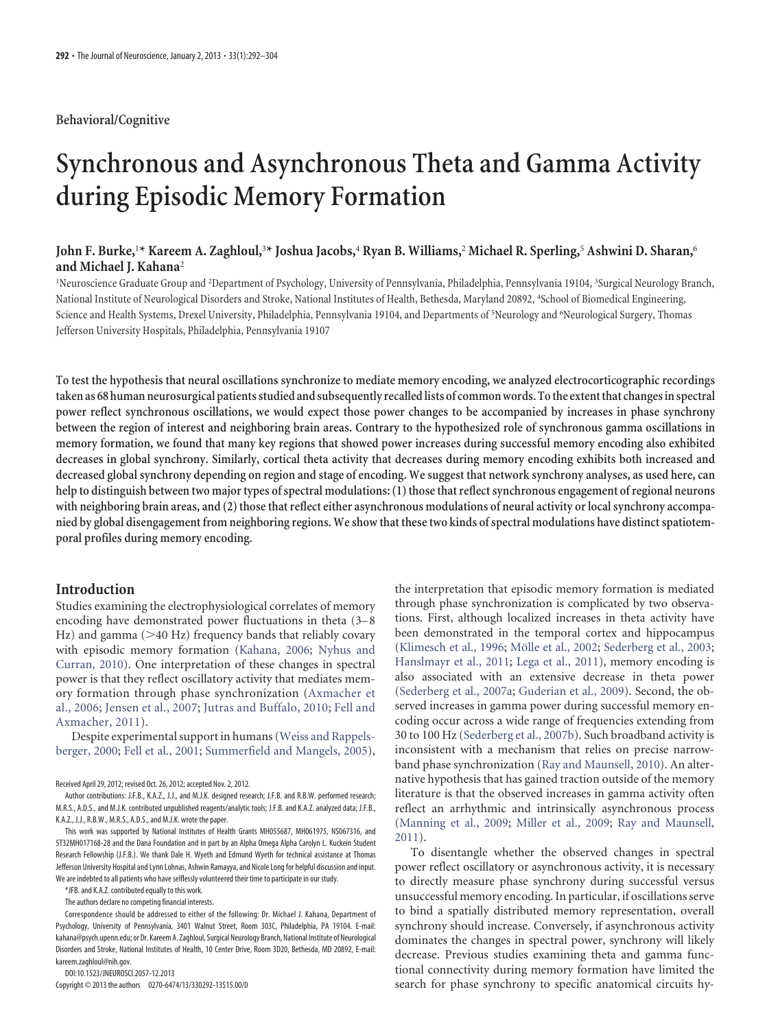Behavioral/Cognitive

# Synchronous and Asynchronous Theta and Gamma Activity during Episodic Memory Formation

**John F. Burke,[1]* Kareem A. Zaghloul,[3]* Joshua Jacobs,[4] Ryan B. Williams,[2] Michael R. Sperling,[5] Ashwini D. Sharan,[6] and Michael J. Kahana[2]**

[1]Neuroscience Graduate Group and [2]Department of Psychology, University of Pennsylvania, Philadelphia, Pennsylvania 19104, [3]Surgical Neurology Branch, National Institute of Neurological Disorders and Stroke, National Institutes of Health, Bethesda, Maryland 20892, [4]School of Biomedical Engineering, Science and Health Systems, Drexel University, Philadelphia, Pennsylvania 19104, and Departments of [5]Neurology and [6]Neurological Surgery, Thomas Jefferson University Hospitals, Philadelphia, Pennsylvania 19107

**To test the hypothesis that neural oscillations synchronize to mediate memory encoding, we analyzed electrocorticographic recordings taken as 68 human neurosurgical patients studied and subsequently recalled lists of common words. To the extent that changes in spectral power reflect synchronous oscillations, we would expect those power changes to be accompanied by increases in phase synchrony between the region of interest and neighboring brain areas. Contrary to the hypothesized role of synchronous gamma oscillations in memory formation, we found that many key regions that showed power increases during successful memory encoding also exhibited decreases in global synchrony. Similarly, cortical theta activity that decreases during memory encoding exhibits both increased and decreased global synchrony depending on region and stage of encoding. We suggest that network synchrony analyses, as used here, can help to distinguish between two major types of spectral modulations: (1) those that reflect synchronous engagement of regional neurons with neighboring brain areas, and (2) those that reflect either asynchronous modulations of neural activity or local synchrony accompanied by global disengagement from neighboring regions. We show that these two kinds of spectral modulations have distinct spatiotemporal profiles during memory encoding.**

## Introduction

Studies examining the electrophysiological correlates of memory encoding have demonstrated power fluctuations in theta (3–8 Hz) and gamma (>40 Hz) frequency bands that reliably covary with episodic memory formation (Kahana, 2006; Nyhus and Curran, 2010). One interpretation of these changes in spectral power is that they reflect oscillatory activity that mediates memory formation through phase synchronization (Axmacher et al., 2006; Jensen et al., 2007; Jutras and Buffalo, 2010; Fell and Axmacher, 2011).

Despite experimental support in humans (Weiss and Rappelsberger, 2000; Fell et al., 2001; Summerfield and Mangels, 2005), the interpretation that episodic memory formation is mediated through phase synchronization is complicated by two observations. First, although localized increases in theta activity have been demonstrated in the temporal cortex and hippocampus (Klimesch et al., 1996; Mölle et al., 2002; Sederberg et al., 2003; Hanslmayr et al., 2011; Lega et al., 2011), memory encoding is also associated with an extensive decrease in theta power (Sederberg et al., 2007a; Guderian et al., 2009). Second, the observed increases in gamma power during successful memory encoding occur across a wide range of frequencies extending from 30 to 100 Hz (Sederberg et al., 2007b). Such broadband activity is inconsistent with a mechanism that relies on precise narrowband phase synchronization (Ray and Maunsell, 2010). An alternative hypothesis that has gained traction outside of the memory literature is that the observed increases in gamma activity often reflect an arrhythmic and intrinsically asynchronous process (Manning et al., 2009; Miller et al., 2009; Ray and Maunsell, 2011).

To disentangle whether the observed changes in spectral power reflect oscillatory or asynchronous activity, it is necessary to directly measure phase synchrony during successful versus unsuccessful memory encoding. In particular, if oscillations serve to bind a spatially distributed memory representation, overall synchrony should increase. Conversely, if asynchronous activity dominates the changes in spectral power, synchrony will likely decrease. Previous studies examining theta and gamma functional connectivity during memory formation have limited the search for phase synchrony to specific anatomical circuits hy-

Received April 29, 2012; revised Oct. 26, 2012; accepted Nov. 2, 2012.

Author contributions: J.F.B., K.A.Z., J.J., and M.J.K. designed research; J.F.B. and R.B.W. performed research; M.R.S., A.D.S., and M.J.K. contributed unpublished reagents/analytic tools; J.F.B. and K.A.Z. analyzed data; J.F.B., K.A.Z., J.J., R.B.W., M.R.S., A.D.S., and M.J.K. wrote the paper.

This work was supported by National Institutes of Health Grants MH055687, MH061975, NS067316, and 5T32MH017168-28 and the Dana Foundation and in part by an Alpha Omega Alpha Carolyn L. Kuckein Student Research Fellowship (J.F.B.). We thank Dale H. Wyeth and Edmund Wyeth for technical assistance at Thomas Jefferson University Hospital and Lynn Lohnas, Ashwin Ramayya, and Nicole Long for helpful discussion and input. We are indebted to all patients who have selflessly volunteered their time to participate in our study.

*JFB. and K.A.Z. contributed equally to this work.

The authors declare no competing financial interests.

Correspondence should be addressed to either of the following: Dr. Michael J. Kahana, Department of Psychology, University of Pennsylvania, 3401 Walnut Street, Room 303C, Philadelphia, PA 19104. E-mail: kahana@psych.upenn.edu; or Dr. Kareem A. Zaghloul, Surgical Neurology Branch, National Institute of Neurological Disorders and Stroke, National Institutes of Health, 10 Center Drive, Room 3D20, Bethesda, MD 20892, E-mail: kareem.zaghloul@nih.gov.

DOI:10.1523/JNEUROSCI.2057-12.2013

Copyright © 2013 the authors 0270-6474/13/330292-13$15.00/0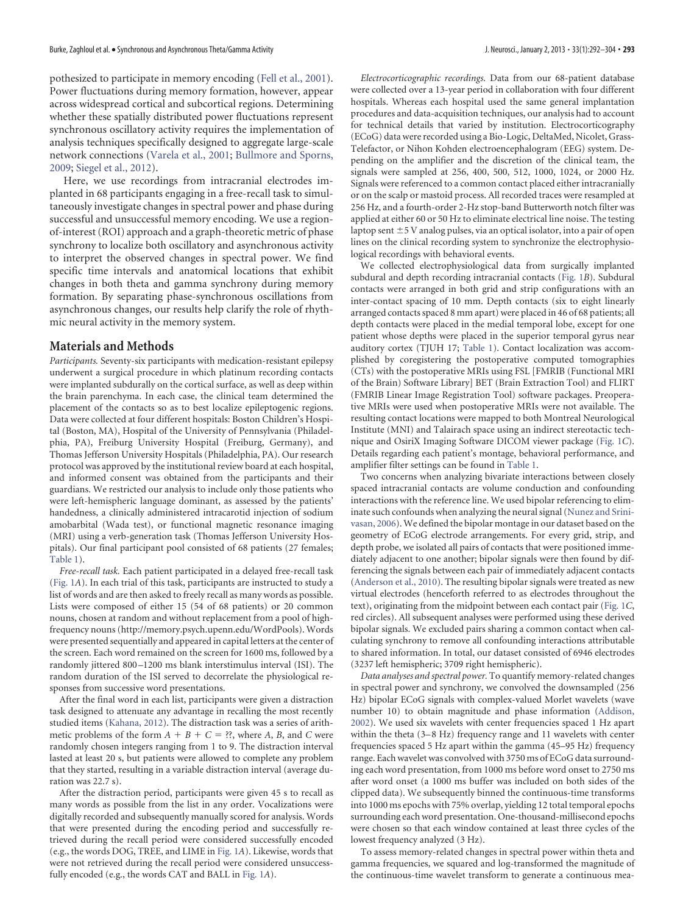pothesized to participate in memory encoding (Fell et al., 2001). Power fluctuations during memory formation, however, appear across widespread cortical and subcortical regions. Determining whether these spatially distributed power fluctuations represent synchronous oscillatory activity requires the implementation of analysis techniques specifically designed to aggregate large-scale network connections (Varela et al., 2001; Bullmore and Sporns, 2009; Siegel et al., 2012).

Here, we use recordings from intracranial electrodes implanted in 68 participants engaging in a free-recall task to simultaneously investigate changes in spectral power and phase during successful and unsuccessful memory encoding. We use a region-of-interest (ROI) approach and a graph-theoretic metric of phase synchrony to localize both oscillatory and asynchronous activity to interpret the observed changes in spectral power. We find specific time intervals and anatomical locations that exhibit changes in both theta and gamma synchrony during memory formation. By separating phase-synchronous oscillations from asynchronous changes, our results help clarify the role of rhythmic neural activity in the memory system.

## Materials and Methods

*Participants.* Seventy-six participants with medication-resistant epilepsy underwent a surgical procedure in which platinum recording contacts were implanted subdurally on the cortical surface, as well as deep within the brain parenchyma. In each case, the clinical team determined the placement of the contacts so as to best localize epileptogenic regions. Data were collected at four different hospitals: Boston Children's Hospital (Boston, MA), Hospital of the University of Pennsylvania (Philadelphia, PA), Freiburg University Hospital (Freiburg, Germany), and Thomas Jefferson University Hospitals (Philadelphia, PA). Our research protocol was approved by the institutional review board at each hospital, and informed consent was obtained from the participants and their guardians. We restricted our analysis to include only those patients who were left-hemispheric language dominant, as assessed by the patients' handedness, a clinically administered intracarotid injection of sodium amobarbital (Wada test), or functional magnetic resonance imaging (MRI) using a verb-generation task (Thomas Jefferson University Hospitals). Our final participant pool consisted of 68 patients (27 females; Table 1).

*Free-recall task.* Each patient participated in a delayed free-recall task (Fig. 1*A*). In each trial of this task, participants are instructed to study a list of words and are then asked to freely recall as many words as possible. Lists were composed of either 15 (54 of 68 patients) or 20 common nouns, chosen at random and without replacement from a pool of high-frequency nouns (http://memory.psych.upenn.edu/WordPools). Words were presented sequentially and appeared in capital letters at the center of the screen. Each word remained on the screen for 1600 ms, followed by a randomly jittered 800–1200 ms blank interstimulus interval (ISI). The random duration of the ISI served to decorrelate the physiological responses from successive word presentations.

After the final word in each list, participants were given a distraction task designed to attenuate any advantage in recalling the most recently studied items (Kahana, 2012). The distraction task was a series of arithmetic problems of the form $A + B + C = ??$, where $A$, $B$, and $C$ were randomly chosen integers ranging from 1 to 9. The distraction interval lasted at least 20 s, but patients were allowed to complete any problem that they started, resulting in a variable distraction interval (average duration was 22.7 s).

After the distraction period, participants were given 45 s to recall as many words as possible from the list in any order. Vocalizations were digitally recorded and subsequently manually scored for analysis. Words that were presented during the encoding period and successfully retrieved during the recall period were considered successfully encoded (e.g., the words DOG, TREE, and LIME in Fig. 1*A*). Likewise, words that were not retrieved during the recall period were considered unsuccessfully encoded (e.g., the words CAT and BALL in Fig. 1*A*).

*Electrocorticographic recordings.* Data from our 68-patient database were collected over a 13-year period in collaboration with four different hospitals. Whereas each hospital used the same general implantation procedures and data-acquisition techniques, our analysis had to account for technical details that varied by institution. Electrocorticography (ECoG) data were recorded using a Bio-Logic, DeltaMed, Nicolet, Grass-Telefactor, or Nihon Kohden electroencephalogram (EEG) system. Depending on the amplifier and the discretion of the clinical team, the signals were sampled at 256, 400, 500, 512, 1000, 1024, or 2000 Hz. Signals were referenced to a common contact placed either intracranially or on the scalp or mastoid process. All recorded traces were resampled at 256 Hz, and a fourth-order 2-Hz stop-band Butterworth notch filter was applied at either 60 or 50 Hz to eliminate electrical line noise. The testing laptop sent ±5 V analog pulses, via an optical isolator, into a pair of open lines on the clinical recording system to synchronize the electrophysiological recordings with behavioral events.

We collected electrophysiological data from surgically implanted subdural and depth recording intracranial contacts (Fig. 1*B*). Subdural contacts were arranged in both grid and strip configurations with an inter-contact spacing of 10 mm. Depth contacts (six to eight linearly arranged contacts spaced 8 mm apart) were placed in 46 of 68 patients; all depth contacts were placed in the medial temporal lobe, except for one patient whose depths were placed in the superior temporal gyrus near auditory cortex (TJUH 17; Table 1). Contact localization was accomplished by coregistering the postoperative computed tomographies (CTs) with the postoperative MRIs using FSL [FMRIB (Functional MRI of the Brain) Software Library] BET (Brain Extraction Tool) and FLIRT (FMRIB Linear Image Registration Tool) software packages. Preoperative MRIs were used when postoperative MRIs were not available. The resulting contact locations were mapped to both Montreal Neurological Institute (MNI) and Talairach space using an indirect stereotactic technique and OsiriX Imaging Software DICOM viewer package (Fig. 1*C*). Details regarding each patient's montage, behavioral performance, and amplifier filter settings can be found in Table 1.

Two concerns when analyzing bivariate interactions between closely spaced intracranial contacts are volume conduction and confounding interactions with the reference line. We used bipolar referencing to eliminate such confounds when analyzing the neural signal (Nunez and Srinivasan, 2006). We defined the bipolar montage in our dataset based on the geometry of ECoG electrode arrangements. For every grid, strip, and depth probe, we isolated all pairs of contacts that were positioned immediately adjacent to one another; bipolar signals were then found by differencing the signals between each pair of immediately adjacent contacts (Anderson et al., 2010). The resulting bipolar signals were treated as new virtual electrodes (henceforth referred to as electrodes throughout the text), originating from the midpoint between each contact pair (Fig. 1*C*, red circles). All subsequent analyses were performed using these derived bipolar signals. We excluded pairs sharing a common contact when calculating synchrony to remove all confounding interactions attributable to shared information. In total, our dataset consisted of 6946 electrodes (3237 left hemispheric; 3709 right hemispheric).

*Data analyses and spectral power.* To quantify memory-related changes in spectral power and synchrony, we convolved the downsampled (256 Hz) bipolar ECoG signals with complex-valued Morlet wavelets (wave number 10) to obtain magnitude and phase information (Addison, 2002). We used six wavelets with center frequencies spaced 1 Hz apart within the theta (3–8 Hz) frequency range and 11 wavelets with center frequencies spaced 5 Hz apart within the gamma (45–95 Hz) frequency range. Each wavelet was convolved with 3750 ms of ECoG data surrounding each word presentation, from 1000 ms before word onset to 2750 ms after word onset (a 1000 ms buffer was included on both sides of the clipped data). We subsequently binned the continuous-time transforms into 1000 ms epochs with 75% overlap, yielding 12 total temporal epochs surrounding each word presentation. One-thousand-millisecond epochs were chosen so that each window contained at least three cycles of the lowest frequency analyzed (3 Hz).

To assess memory-related changes in spectral power within theta and gamma frequencies, we squared and log-transformed the magnitude of the continuous-time wavelet transform to generate a continuous mea-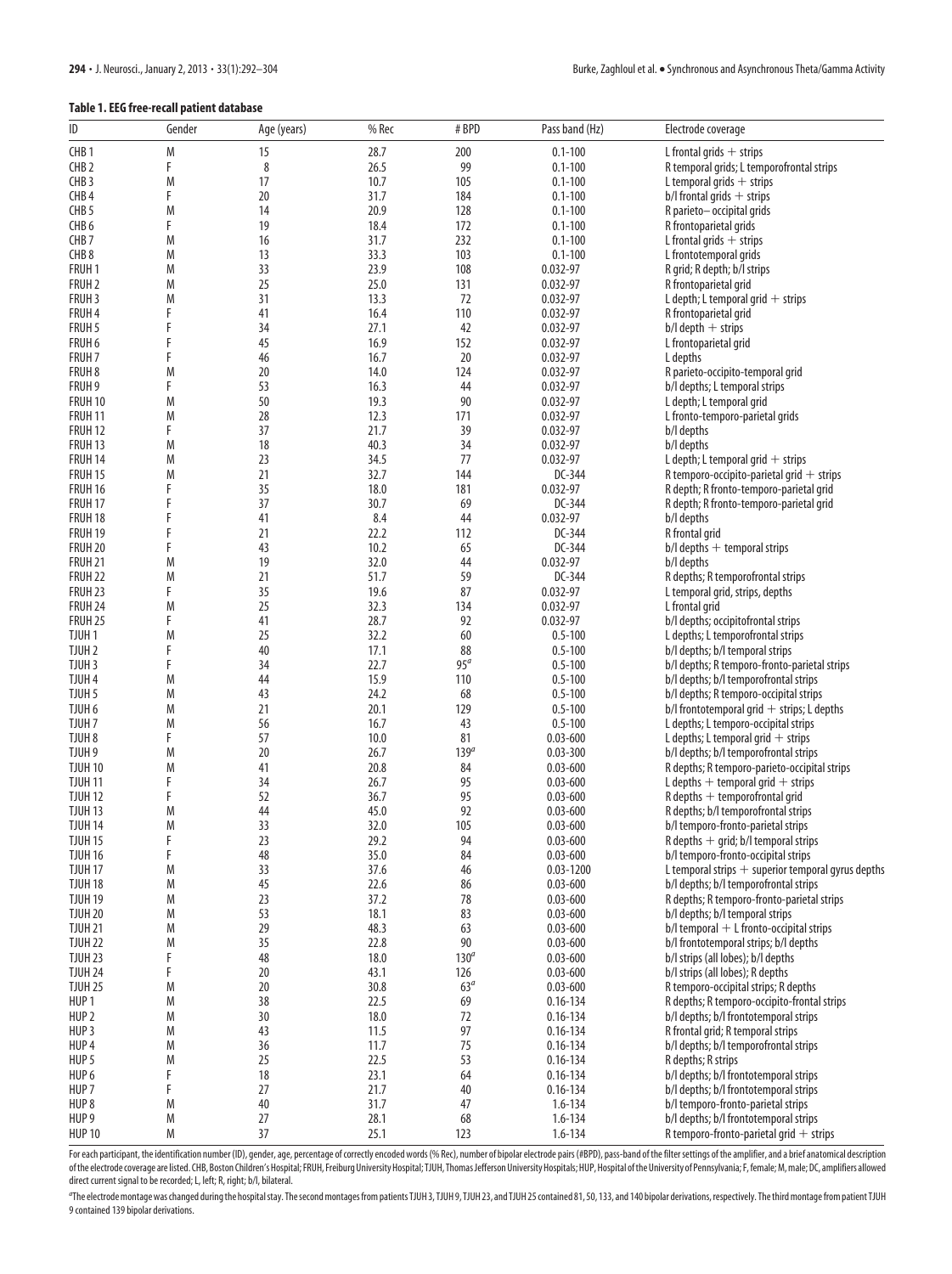**Table 1. EEG free-recall patient database**

| ID | Gender | Age (years) | % Rec | # BPD | Pass band (Hz) | Electrode coverage |
|---|---|---|---|---|---|---|
| CHB 1 | M | 15 | 28.7 | 200 | 0.1-100 | L frontal grids + strips |
| CHB 2 | F | 8 | 26.5 | 99 | 0.1-100 | R temporal grids; L temporofrontal strips |
| CHB 3 | M | 17 | 10.7 | 105 | 0.1-100 | L temporal grids + strips |
| CHB 4 | F | 20 | 31.7 | 184 | 0.1-100 | b/l frontal grids + strips |
| CHB 5 | M | 14 | 20.9 | 128 | 0.1-100 | R parieto– occipital grids |
| CHB 6 | F | 19 | 18.4 | 172 | 0.1-100 | R frontoparietal grids |
| CHB 7 | M | 16 | 31.7 | 232 | 0.1-100 | L frontal grids + strips |
| CHB 8 | M | 13 | 33.3 | 103 | 0.1-100 | L frontotemporal grids |
| FRUH 1 | M | 33 | 23.9 | 108 | 0.032-97 | R grid; R depth; b/l strips |
| FRUH 2 | M | 25 | 25.0 | 131 | 0.032-97 | R frontoparietal grid |
| FRUH 3 | M | 31 | 13.3 | 72 | 0.032-97 | L depth; L temporal grid + strips |
| FRUH 4 | F | 41 | 16.4 | 110 | 0.032-97 | R frontoparietal grid |
| FRUH 5 | F | 34 | 27.1 | 42 | 0.032-97 | b/l depth + strips |
| FRUH 6 | F | 45 | 16.9 | 152 | 0.032-97 | L frontoparietal grid |
| FRUH 7 | F | 46 | 16.7 | 20 | 0.032-97 | L depths |
| FRUH 8 | M | 20 | 14.0 | 124 | 0.032-97 | R parieto-occipito-temporal grid |
| FRUH 9 | F | 53 | 16.3 | 44 | 0.032-97 | b/l depths; L temporal strips |
| FRUH 10 | M | 50 | 19.3 | 90 | 0.032-97 | L depth; L temporal grid |
| FRUH 11 | M | 28 | 12.3 | 171 | 0.032-97 | L fronto-temporo-parietal grids |
| FRUH 12 | F | 37 | 21.7 | 39 | 0.032-97 | b/l depths |
| FRUH 13 | M | 18 | 40.3 | 34 | 0.032-97 | b/l depths |
| FRUH 14 | M | 23 | 34.5 | 77 | 0.032-97 | L depth; L temporal grid + strips |
| FRUH 15 | M | 21 | 32.7 | 144 | DC-344 | R temporo-occipito-parietal grid + strips |
| FRUH 16 | F | 35 | 18.0 | 181 | 0.032-97 | R depth; R fronto-temporo-parietal grid |
| FRUH 17 | F | 37 | 30.7 | 69 | DC-344 | R depth; R fronto-temporo-parietal grid |
| FRUH 18 | F | 41 | 8.4 | 44 | 0.032-97 | b/l depths |
| FRUH 19 | F | 21 | 22.2 | 112 | DC-344 | R frontal grid |
| FRUH 20 | F | 43 | 10.2 | 65 | DC-344 | b/l depths + temporal strips |
| FRUH 21 | M | 19 | 32.0 | 44 | 0.032-97 | b/l depths |
| FRUH 22 | M | 21 | 51.7 | 59 | DC-344 | R depths; R temporofrontal strips |
| FRUH 23 | F | 35 | 19.6 | 87 | 0.032-97 | L temporal grid, strips, depths |
| FRUH 24 | M | 25 | 32.3 | 134 | 0.032-97 | L frontal grid |
| FRUH 25 | F | 41 | 28.7 | 92 | 0.032-97 | b/l depths; occipitofrontal strips |
| TJUH 1 | M | 25 | 32.2 | 60 | 0.5-100 | L depths; L temporofrontal strips |
| TJUH 2 | F | 40 | 17.1 | 88 | 0.5-100 | b/l depths; b/l temporal strips |
| TJUH 3 | F | 34 | 22.7 | 95[a] | 0.5-100 | b/l depths; R temporo-fronto-parietal strips |
| TJUH 4 | M | 44 | 15.9 | 110 | 0.5-100 | b/l depths; b/l temporofrontal strips |
| TJUH 5 | M | 43 | 24.2 | 68 | 0.5-100 | b/l depths; R temporo-occipital strips |
| TJUH 6 | M | 21 | 20.1 | 129 | 0.5-100 | b/l frontotemporal grid + strips; L depths |
| TJUH 7 | M | 56 | 16.7 | 43 | 0.5-100 | L depths; L temporo-occipital strips |
| TJUH 8 | F | 57 | 10.0 | 81 | 0.03-600 | L depths; L temporal grid + strips |
| TJUH 9 | M | 20 | 26.7 | 139[a] | 0.03-300 | b/l depths; b/l temporofrontal strips |
| TJUH 10 | M | 41 | 20.8 | 84 | 0.03-600 | R depths; R temporo-parieto-occipital strips |
| TJUH 11 | F | 34 | 26.7 | 95 | 0.03-600 | L depths + temporal grid + strips |
| TJUH 12 | F | 52 | 36.7 | 95 | 0.03-600 | R depths + temporofrontal grid |
| TJUH 13 | M | 44 | 45.0 | 92 | 0.03-600 | R depths; b/l temporofrontal strips |
| TJUH 14 | M | 33 | 32.0 | 105 | 0.03-600 | b/l temporo-fronto-parietal strips |
| TJUH 15 | F | 23 | 29.2 | 94 | 0.03-600 | R depths + grid; b/l temporal strips |
| TJUH 16 | F | 48 | 35.0 | 84 | 0.03-600 | b/l temporo-fronto-occipital strips |
| TJUH 17 | M | 33 | 37.6 | 46 | 0.03-1200 | L temporal strips + superior temporal gyrus depths |
| TJUH 18 | M | 45 | 22.6 | 86 | 0.03-600 | b/l depths; b/l temporofrontal strips |
| TJUH 19 | M | 23 | 37.2 | 78 | 0.03-600 | R depths; R temporo-fronto-parietal strips |
| TJUH 20 | M | 53 | 18.1 | 83 | 0.03-600 | b/l depths; b/l temporal strips |
| TJUH 21 | M | 29 | 48.3 | 63 | 0.03-600 | b/l temporal + L fronto-occipital strips |
| TJUH 22 | M | 35 | 22.8 | 90 | 0.03-600 | b/l frontotemporal strips; b/l depths |
| TJUH 23 | F | 48 | 18.0 | 130[a] | 0.03-600 | b/l strips (all lobes); b/l depths |
| TJUH 24 | F | 20 | 43.1 | 126 | 0.03-600 | b/l strips (all lobes); R depths |
| TJUH 25 | M | 20 | 30.8 | 63[a] | 0.03-600 | R temporo-occipital strips; R depths |
| HUP 1 | M | 38 | 22.5 | 69 | 0.16-134 | R depths; R temporo-occipito-frontal strips |
| HUP 2 | M | 30 | 18.0 | 72 | 0.16-134 | b/l depths; b/l frontotemporal strips |
| HUP 3 | M | 43 | 11.5 | 97 | 0.16-134 | R frontal grid; R temporal strips |
| HUP 4 | M | 36 | 11.7 | 75 | 0.16-134 | b/l depths; b/l temporofrontal strips |
| HUP 5 | M | 25 | 22.5 | 53 | 0.16-134 | R depths; R strips |
| HUP 6 | F | 18 | 23.1 | 64 | 0.16-134 | b/l depths; b/l frontotemporal strips |
| HUP 7 | F | 27 | 21.7 | 40 | 0.16-134 | b/l depths; b/l frontotemporal strips |
| HUP 8 | M | 40 | 31.7 | 47 | 1.6-134 | b/l temporo-fronto-parietal strips |
| HUP 9 | M | 27 | 28.1 | 68 | 1.6-134 | b/l depths; b/l frontotemporal strips |
| HUP 10 | M | 37 | 25.1 | 123 | 1.6-134 | R temporo-fronto-parietal grid + strips |

For each participant, the identification number (ID), gender, age, percentage of correctly encoded words (% Rec), number of bipolar electrode pairs (#BPD), pass-band of the filter settings of the amplifier, and a brief anatomical description of the electrode coverage are listed. CHB, Boston Children's Hospital; FRUH, Freiburg University Hospital; TJUH, Thomas Jefferson University Hospitals; HUP, Hospital of the University of Pennsylvania; F, female; M, male; DC, amplifiers allowed direct current signal to be recorded; L, left; R, right; b/l, bilateral.

[a]The electrode montage was changed during the hospital stay. The second montages from patients TJUH 3, TJUH 9, TJUH 23, and TJUH 25 contained 81, 50, 133, and 140 bipolar derivations, respectively. The third montage from patient TJUH 9 contained 139 bipolar derivations.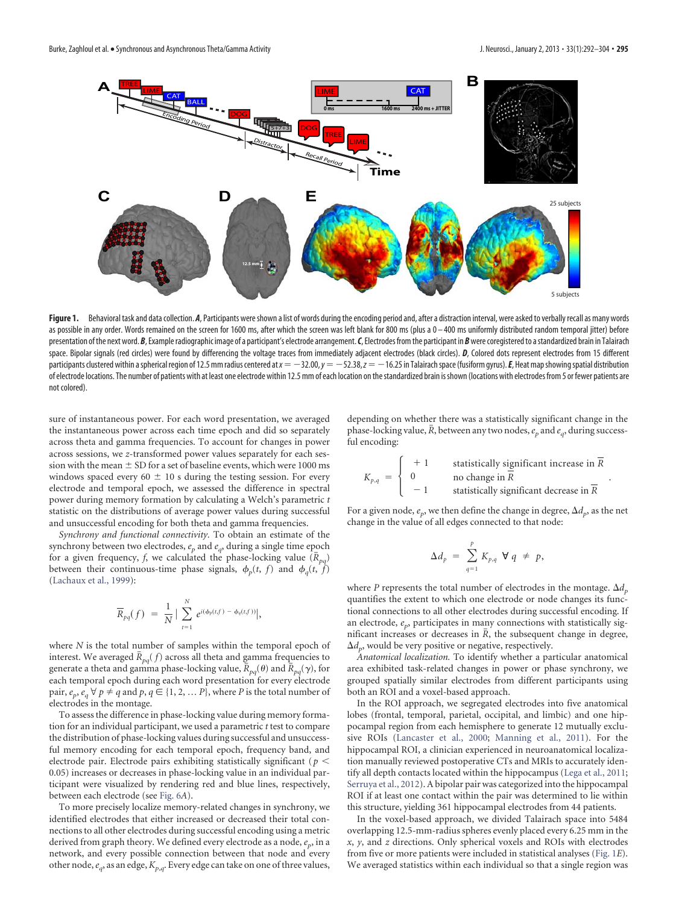**Figure 1.** Behavioral task and data collection. ***A***, Participants were shown a list of words during the encoding period and, after a distraction interval, were asked to verbally recall as many words as possible in any order. Words remained on the screen for 1600 ms, after which the screen was left blank for 800 ms (plus a 0–400 ms uniformly distributed random temporal jitter) before presentation of the next word. ***B***, Example radiographic image of a participant's electrode arrangement. ***C***, Electrodes from the participant in ***B*** were coregistered to a standardized brain in Talairach space. Bipolar signals (red circles) were found by differencing the voltage traces from immediately adjacent electrodes (black circles). ***D***, Colored dots represent electrodes from 15 different participants clustered within a spherical region of 12.5 mm radius centered at $x = -32.00$, $y = -52.38$, $z = -16.25$ in Talairach space (fusiform gyrus). ***E***, Heat map showing spatial distribution of electrode locations. The number of patients with at least one electrode within 12.5 mm of each location on the standardized brain is shown (locations with electrodes from 5 or fewer patients are not colored).

sure of instantaneous power. For each word presentation, we averaged the instantaneous power across each time epoch and did so separately across theta and gamma frequencies. To account for changes in power across sessions, we *z*-transformed power values separately for each session with the mean ± SD for a set of baseline events, which were 1000 ms windows spaced every 60 ± 10 s during the testing session. For every electrode and temporal epoch, we assessed the difference in spectral power during memory formation by calculating a Welch's parametric *t* statistic on the distributions of average power values during successful and unsuccessful encoding for both theta and gamma frequencies.

*Synchrony and functional connectivity.* To obtain an estimate of the synchrony between two electrodes, $e_p$ and $e_q$, during a single time epoch for a given frequency, *f*, we calculated the phase-locking value ($\bar{R}_{pq}$) between their continuous-time phase signals, $\phi_p(t, f)$ and $\phi_q(t, f)$ (Lachaux et al., 1999):

$$\bar{R}_{pq}(f) = \frac{1}{N}\left|\sum_{t=1}^{N} e^{i(\phi_p(t,f) - \phi_q(t,f))}\right|,$$

where *N* is the total number of samples within the temporal epoch of interest. We averaged $\bar{R}_{pq}(f)$ across all theta and gamma frequencies to generate a theta and gamma phase-locking value, $\bar{R}_{pq}(\theta)$ and $\bar{R}_{pq}(\gamma)$, for each temporal epoch during each word presentation for every electrode pair, $e_p, e_q \; \forall \; p \neq q$ and $p, q \in \{1, 2, \ldots P\}$, where *P* is the total number of electrodes in the montage.

To assess the difference in phase-locking value during memory formation for an individual participant, we used a parametric *t* test to compare the distribution of phase-locking values during successful and unsuccessful memory encoding for each temporal epoch, frequency band, and electrode pair. Electrode pairs exhibiting statistically significant ($p < 0.05$) increases or decreases in phase-locking value in an individual participant were visualized by rendering red and blue lines, respectively, between each electrode (see Fig. 6*A*).

To more precisely localize memory-related changes in synchrony, we identified electrodes that either increased or decreased their total connections to all other electrodes during successful encoding using a metric derived from graph theory. We defined every electrode as a node, $e_p$, in a network, and every possible connection between that node and every other node, $e_q$, as an edge, $K_{p,q}$. Every edge can take on one of three values, depending on whether there was a statistically significant change in the phase-locking value, $\bar{R}$, between any two nodes, $e_p$ and $e_q$, during successful encoding:

$$K_{p,q} = \begin{cases} +1 & \text{statistically significant increase in } \bar{R} \\ 0 & \text{no change in } \bar{R} \\ -1 & \text{statistically significant decrease in } \bar{R} \end{cases}.$$

For a given node, $e_p$, we then define the change in degree, $\Delta d_p$, as the net change in the value of all edges connected to that node:

$$\Delta d_p = \sum_{q=1}^{P} K_{p,q} \; \forall \; q \neq p,$$

where *P* represents the total number of electrodes in the montage. $\Delta d_p$ quantifies the extent to which one electrode or node changes its functional connections to all other electrodes during successful encoding. If an electrode, $e_p$, participates in many connections with statistically significant increases or decreases in $\bar{R}$, the subsequent change in degree, $\Delta d_p$, would be very positive or negative, respectively.

*Anatomical localization.* To identify whether a particular anatomical area exhibited task-related changes in power or phase synchrony, we grouped spatially similar electrodes from different participants using both an ROI and a voxel-based approach.

In the ROI approach, we segregated electrodes into five anatomical lobes (frontal, temporal, parietal, occipital, and limbic) and one hippocampal region from each hemisphere to generate 12 mutually exclusive ROIs (Lancaster et al., 2000; Manning et al., 2011). For the hippocampal ROI, a clinician experienced in neuroanatomical localization manually reviewed postoperative CTs and MRIs to accurately identify all depth contacts located within the hippocampus (Lega et al., 2011; Serruya et al., 2012). A bipolar pair was categorized into the hippocampal ROI if at least one contact within the pair was determined to lie within this structure, yielding 361 hippocampal electrodes from 44 patients.

In the voxel-based approach, we divided Talairach space into 5484 overlapping 12.5-mm-radius spheres evenly placed every 6.25 mm in the *x*, *y*, and *z* directions. Only spherical voxels and ROIs with electrodes from five or more patients were included in statistical analyses (Fig. 1*E*). We averaged statistics within each individual so that a single region was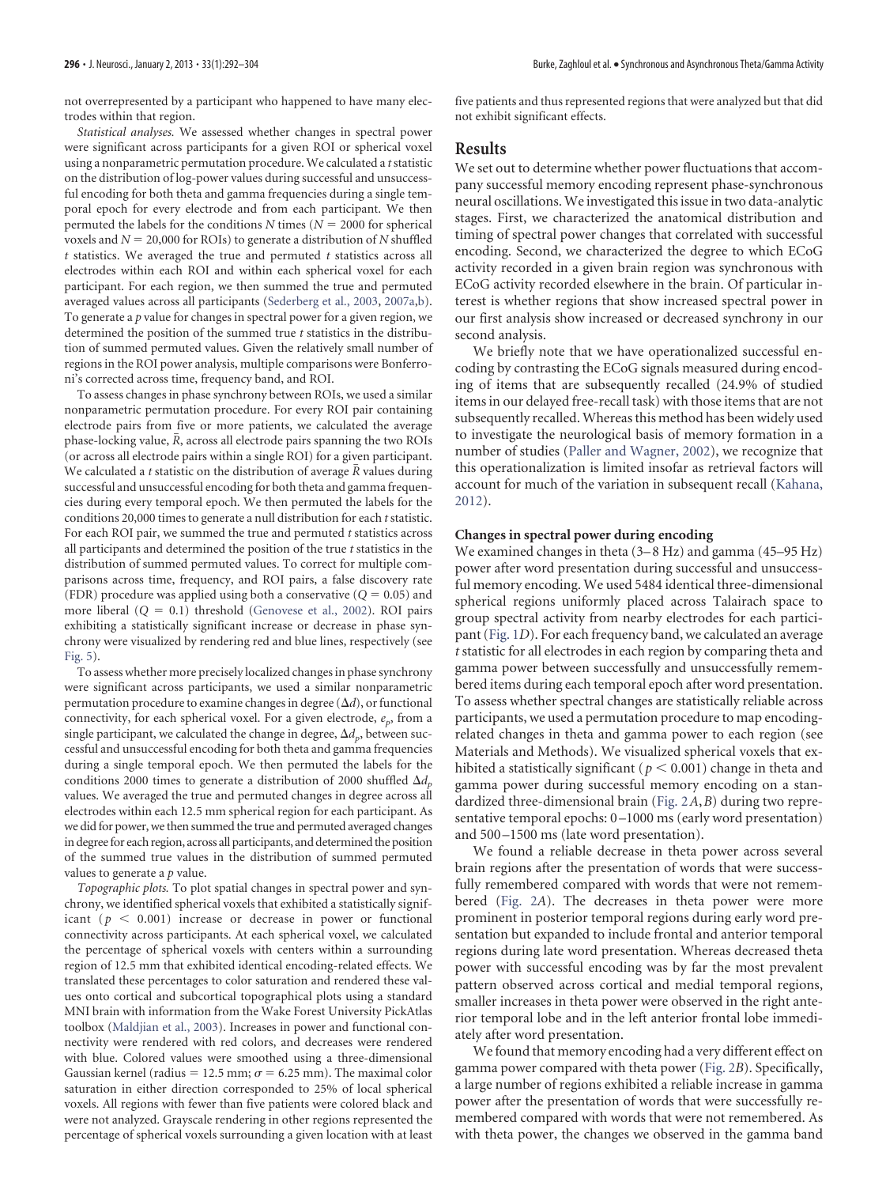not overrepresented by a participant who happened to have many electrodes within that region.

*Statistical analyses.* We assessed whether changes in spectral power were significant across participants for a given ROI or spherical voxel using a nonparametric permutation procedure. We calculated a *t* statistic on the distribution of log-power values during successful and unsuccessful encoding for both theta and gamma frequencies during a single temporal epoch for every electrode and from each participant. We then permuted the labels for the conditions *N* times ($N = 2000$ for spherical voxels and $N = 20{,}000$ for ROIs) to generate a distribution of *N* shuffled *t* statistics. We averaged the true and permuted *t* statistics across all electrodes within each ROI and within each spherical voxel for each participant. For each region, we then summed the true and permuted averaged values across all participants (Sederberg et al., 2003, 2007a,b). To generate a *p* value for changes in spectral power for a given region, we determined the position of the summed true *t* statistics in the distribution of summed permuted values. Given the relatively small number of regions in the ROI power analysis, multiple comparisons were Bonferroni's corrected across time, frequency band, and ROI.

To assess changes in phase synchrony between ROIs, we used a similar nonparametric permutation procedure. For every ROI pair containing electrode pairs from five or more patients, we calculated the average phase-locking value, $\bar{R}$, across all electrode pairs spanning the two ROIs (or across all electrode pairs within a single ROI) for a given participant. We calculated a *t* statistic on the distribution of average $\bar{R}$ values during successful and unsuccessful encoding for both theta and gamma frequencies during every temporal epoch. We then permuted the labels for the conditions 20,000 times to generate a null distribution for each *t* statistic. For each ROI pair, we summed the true and permuted *t* statistics across all participants and determined the position of the true *t* statistics in the distribution of summed permuted values. To correct for multiple comparisons across time, frequency, and ROI pairs, a false discovery rate (FDR) procedure was applied using both a conservative ($Q = 0.05$) and more liberal ($Q = 0.1$) threshold (Genovese et al., 2002). ROI pairs exhibiting a statistically significant increase or decrease in phase synchrony were visualized by rendering red and blue lines, respectively (see Fig. 5).

To assess whether more precisely localized changes in phase synchrony were significant across participants, we used a similar nonparametric permutation procedure to examine changes in degree ($\Delta d$), or functional connectivity, for each spherical voxel. For a given electrode, $e_p$, from a single participant, we calculated the change in degree, $\Delta d_p$, between successful and unsuccessful encoding for both theta and gamma frequencies during a single temporal epoch. We then permuted the labels for the conditions 2000 times to generate a distribution of 2000 shuffled $\Delta d_p$ values. We averaged the true and permuted changes in degree across all electrodes within each 12.5 mm spherical region for each participant. As we did for power, we then summed the true and permuted averaged changes in degree for each region, across all participants, and determined the position of the summed true values in the distribution of summed permuted values to generate a *p* value.

*Topographic plots.* To plot spatial changes in spectral power and synchrony, we identified spherical voxels that exhibited a statistically significant ($p < 0.001$) increase or decrease in power or functional connectivity across participants. At each spherical voxel, we calculated the percentage of spherical voxels with centers within a surrounding region of 12.5 mm that exhibited identical encoding-related effects. We translated these percentages to color saturation and rendered these values onto cortical and subcortical topographical plots using a standard MNI brain with information from the Wake Forest University PickAtlas toolbox (Maldjian et al., 2003). Increases in power and functional connectivity were rendered with red colors, and decreases were rendered with blue. Colored values were smoothed using a three-dimensional Gaussian kernel (radius = 12.5 mm; $\sigma = 6.25$ mm). The maximal color saturation in either direction corresponded to 25% of local spherical voxels. All regions with fewer than five patients were colored black and were not analyzed. Grayscale rendering in other regions represented the percentage of spherical voxels surrounding a given location with at least five patients and thus represented regions that were analyzed but that did not exhibit significant effects.

## Results

We set out to determine whether power fluctuations that accompany successful memory encoding represent phase-synchronous neural oscillations. We investigated this issue in two data-analytic stages. First, we characterized the anatomical distribution and timing of spectral power changes that correlated with successful encoding. Second, we characterized the degree to which ECoG activity recorded in a given brain region was synchronous with ECoG activity recorded elsewhere in the brain. Of particular interest is whether regions that show increased spectral power in our first analysis show increased or decreased synchrony in our second analysis.

We briefly note that we have operationalized successful encoding by contrasting the ECoG signals measured during encoding of items that are subsequently recalled (24.9% of studied items in our delayed free-recall task) with those items that are not subsequently recalled. Whereas this method has been widely used to investigate the neurological basis of memory formation in a number of studies (Paller and Wagner, 2002), we recognize that this operationalization is limited insofar as retrieval factors will account for much of the variation in subsequent recall (Kahana, 2012).

### Changes in spectral power during encoding

We examined changes in theta (3–8 Hz) and gamma (45–95 Hz) power after word presentation during successful and unsuccessful memory encoding. We used 5484 identical three-dimensional spherical regions uniformly placed across Talairach space to group spectral activity from nearby electrodes for each participant (Fig. 1*D*). For each frequency band, we calculated an average *t* statistic for all electrodes in each region by comparing theta and gamma power between successfully and unsuccessfully remembered items during each temporal epoch after word presentation. To assess whether spectral changes are statistically reliable across participants, we used a permutation procedure to map encoding-related changes in theta and gamma power to each region (see Materials and Methods). We visualized spherical voxels that exhibited a statistically significant ($p < 0.001$) change in theta and gamma power during successful memory encoding on a standardized three-dimensional brain (Fig. 2*A*,*B*) during two representative temporal epochs: 0–1000 ms (early word presentation) and 500–1500 ms (late word presentation).

We found a reliable decrease in theta power across several brain regions after the presentation of words that were successfully remembered compared with words that were not remembered (Fig. 2*A*). The decreases in theta power were more prominent in posterior temporal regions during early word presentation but expanded to include frontal and anterior temporal regions during late word presentation. Whereas decreased theta power with successful encoding was by far the most prevalent pattern observed across cortical and medial temporal regions, smaller increases in theta power were observed in the right anterior temporal lobe and in the left anterior frontal lobe immediately after word presentation.

We found that memory encoding had a very different effect on gamma power compared with theta power (Fig. 2*B*). Specifically, a large number of regions exhibited a reliable increase in gamma power after the presentation of words that were successfully remembered compared with words that were not remembered. As with theta power, the changes we observed in the gamma band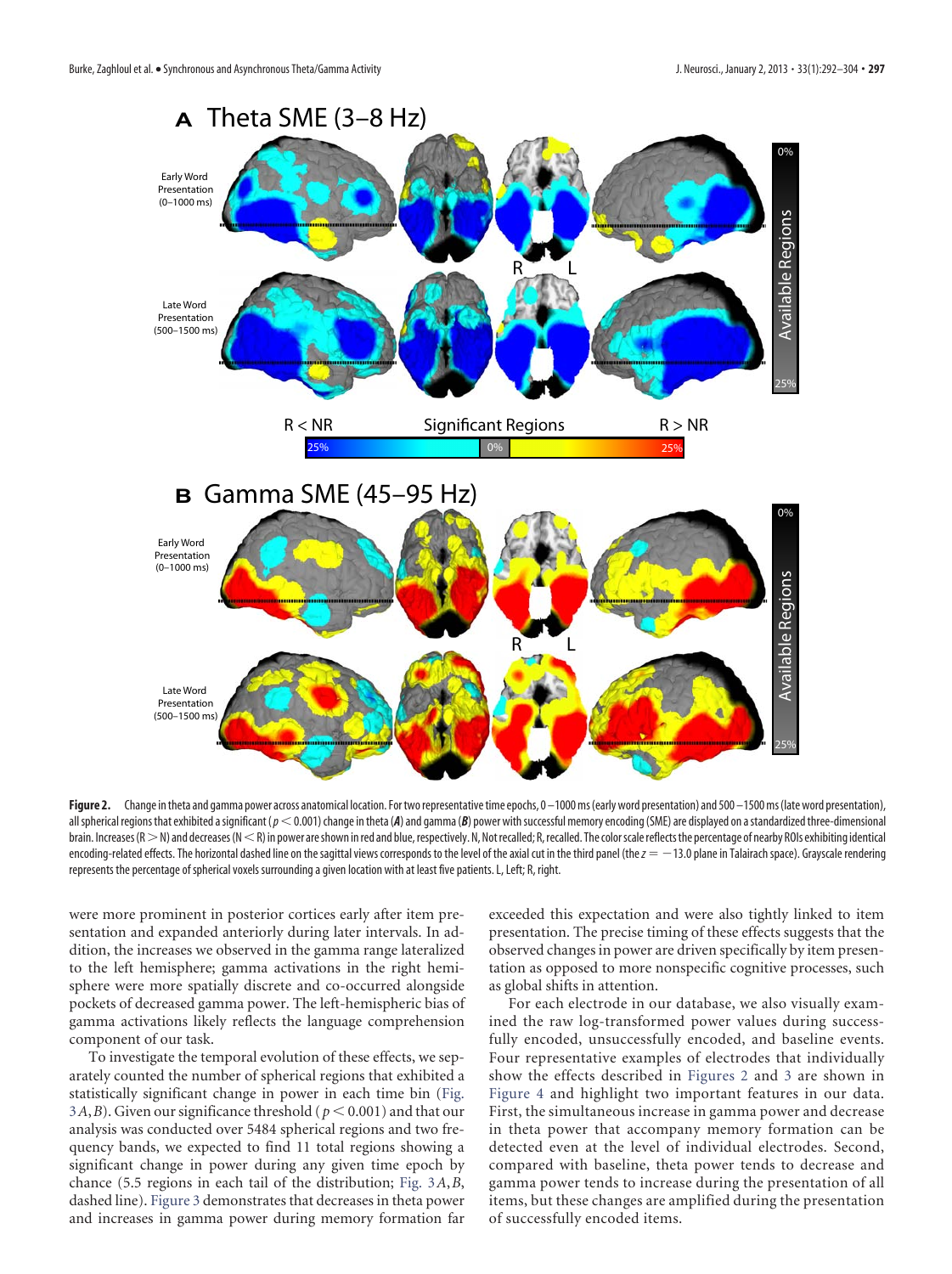**Figure 2.** Change in theta and gamma power across anatomical location. For two representative time epochs, 0–1000 ms (early word presentation) and 500–1500 ms (late word presentation), all spherical regions that exhibited a significant ($p < 0.001$) change in theta (***A***) and gamma (***B***) power with successful memory encoding (SME) are displayed on a standardized three-dimensional brain. Increases (R > N) and decreases (N < R) in power are shown in red and blue, respectively. N, Not recalled; R, recalled. The color scale reflects the percentage of nearby ROIs exhibiting identical encoding-related effects. The horizontal dashed line on the sagittal views corresponds to the level of the axial cut in the third panel (the $z = -13.0$ plane in Talairach space). Grayscale rendering represents the percentage of spherical voxels surrounding a given location with at least five patients. L, Left; R, right.

were more prominent in posterior cortices early after item presentation and expanded anteriorly during later intervals. In addition, the increases we observed in the gamma range lateralized to the left hemisphere; gamma activations in the right hemisphere were more spatially discrete and co-occurred alongside pockets of decreased gamma power. The left-hemispheric bias of gamma activations likely reflects the language comprehension component of our task.

To investigate the temporal evolution of these effects, we separately counted the number of spherical regions that exhibited a statistically significant change in power in each time bin (Fig. 3*A*,*B*). Given our significance threshold ($p < 0.001$) and that our analysis was conducted over 5484 spherical regions and two frequency bands, we expected to find 11 total regions showing a significant change in power during any given time epoch by chance (5.5 regions in each tail of the distribution; Fig. 3*A*,*B*, dashed line). Figure 3 demonstrates that decreases in theta power and increases in gamma power during memory formation far exceeded this expectation and were also tightly linked to item presentation. The precise timing of these effects suggests that the observed changes in power are driven specifically by item presentation as opposed to more nonspecific cognitive processes, such as global shifts in attention.

For each electrode in our database, we also visually examined the raw log-transformed power values during successfully encoded, unsuccessfully encoded, and baseline events. Four representative examples of electrodes that individually show the effects described in Figures 2 and 3 are shown in Figure 4 and highlight two important features in our data. First, the simultaneous increase in gamma power and decrease in theta power that accompany memory formation can be detected even at the level of individual electrodes. Second, compared with baseline, theta power tends to decrease and gamma power tends to increase during the presentation of all items, but these changes are amplified during the presentation of successfully encoded items.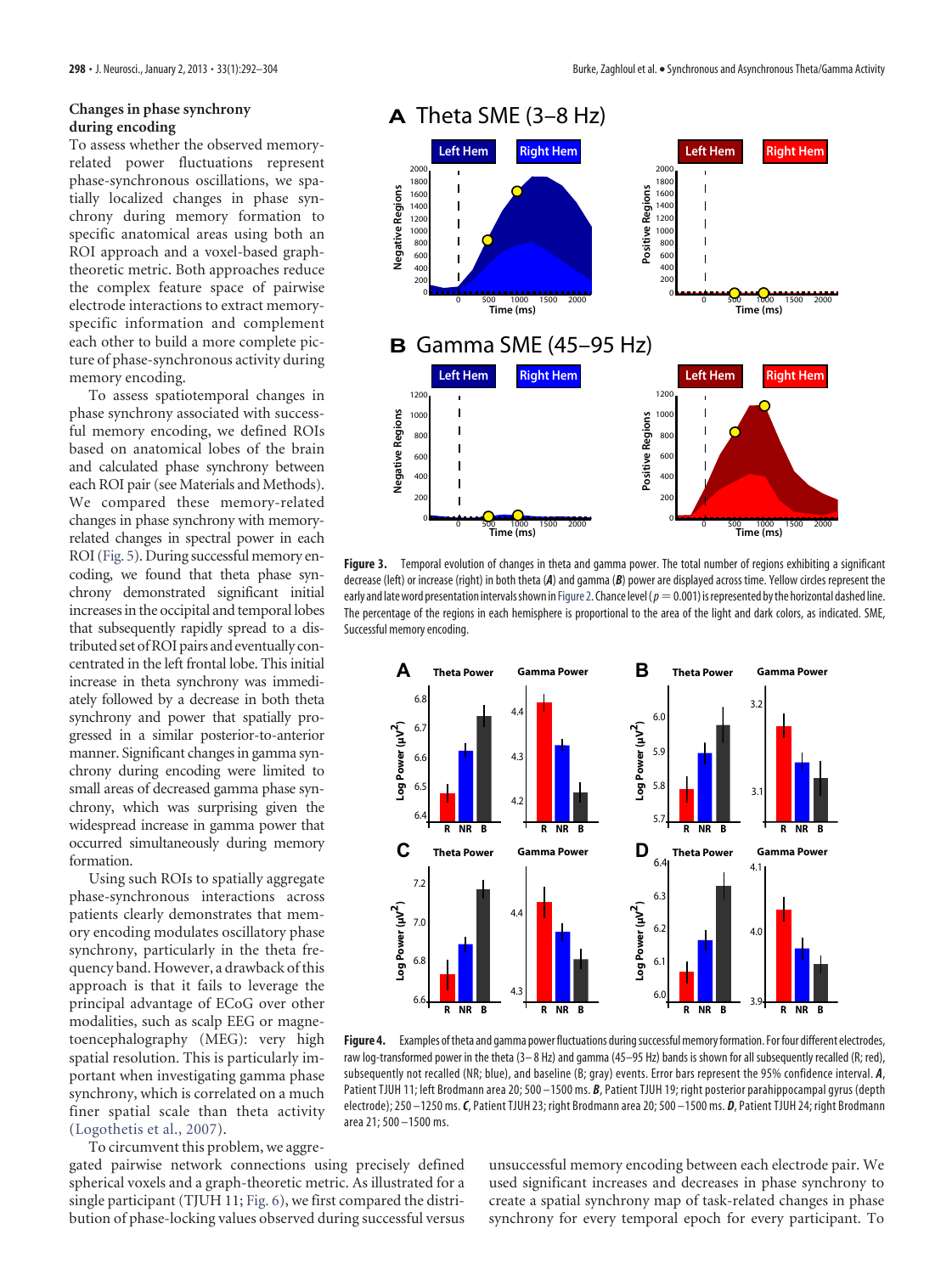### Changes in phase synchrony during encoding

To assess whether the observed memory-related power fluctuations represent phase-synchronous oscillations, we spatially localized changes in phase synchrony during memory formation to specific anatomical areas using both an ROI approach and a voxel-based graph-theoretic metric. Both approaches reduce the complex feature space of pairwise electrode interactions to extract memory-specific information and complement each other to build a more complete picture of phase-synchronous activity during memory encoding.

To assess spatiotemporal changes in phase synchrony associated with successful memory encoding, we defined ROIs based on anatomical lobes of the brain and calculated phase synchrony between each ROI pair (see Materials and Methods). We compared these memory-related changes in phase synchrony with memory-related changes in spectral power in each ROI (Fig. 5). During successful memory encoding, we found that theta phase synchrony demonstrated significant initial increases in the occipital and temporal lobes that subsequently rapidly spread to a distributed set of ROI pairs and eventually concentrated in the left frontal lobe. This initial increase in theta synchrony was immediately followed by a decrease in both theta synchrony and power that spatially progressed in a similar posterior-to-anterior manner. Significant changes in gamma synchrony during encoding were limited to small areas of decreased gamma phase synchrony, which was surprising given the widespread increase in gamma power that occurred simultaneously during memory formation.

Using such ROIs to spatially aggregate phase-synchronous interactions across patients clearly demonstrates that memory encoding modulates oscillatory phase synchrony, particularly in the theta frequency band. However, a drawback of this approach is that it fails to leverage the principal advantage of ECoG over other modalities, such as scalp EEG or magnetoencephalography (MEG): very high spatial resolution. This is particularly important when investigating gamma phase synchrony, which is correlated on a much finer spatial scale than theta activity (Logothetis et al., 2007).

To circumvent this problem, we aggregated pairwise network connections using precisely defined spherical voxels and a graph-theoretic metric. As illustrated for a single participant (TJUH 11; Fig. 6), we first compared the distribution of phase-locking values observed during successful versus unsuccessful memory encoding between each electrode pair. We used significant increases and decreases in phase synchrony to create a spatial synchrony map of task-related changes in phase synchrony for every temporal epoch for every participant. To

**Figure 3.** Temporal evolution of changes in theta and gamma power. The total number of regions exhibiting a significant decrease (left) or increase (right) in both theta (***A***) and gamma (***B***) power are displayed across time. Yellow circles represent the early and late word presentation intervals shown in Figure 2. Chance level ($p = 0.001$) is represented by the horizontal dashed line. The percentage of the regions in each hemisphere is proportional to the area of the light and dark colors, as indicated. SME, Successful memory encoding.

**Figure 4.** Examples of theta and gamma power fluctuations during successful memory formation. For four different electrodes, raw log-transformed power in the theta (3–8 Hz) and gamma (45–95 Hz) bands is shown for all subsequently recalled (R; red), subsequently not recalled (NR; blue), and baseline (B; gray) events. Error bars represent the 95% confidence interval. ***A***, Patient TJUH 11; left Brodmann area 20; 500–1500 ms. ***B***, Patient TJUH 19; right posterior parahippocampal gyrus (depth electrode); 250–1250 ms. ***C***, Patient TJUH 23; right Brodmann area 20; 500–1500 ms. ***D***, Patient TJUH 24; right Brodmann area 21; 500–1500 ms.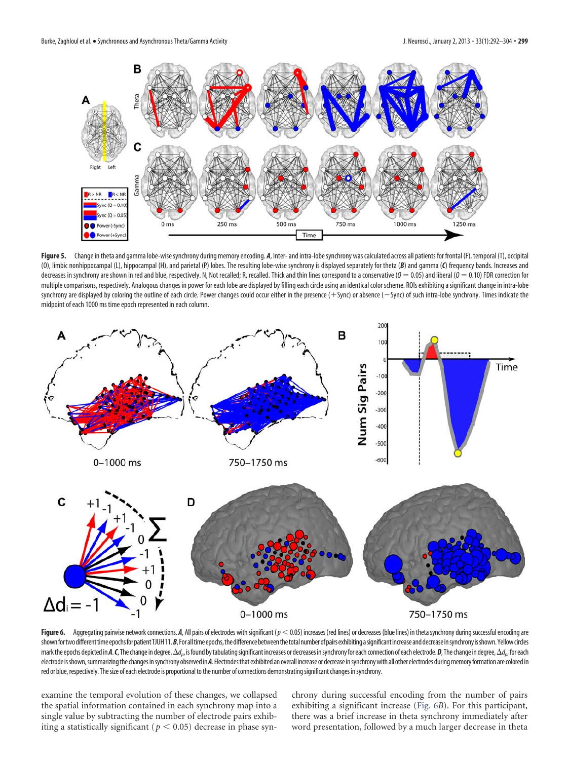**Figure 5.** Change in theta and gamma lobe-wise synchrony during memory encoding. ***A***, Inter- and intra-lobe synchrony was calculated across all patients for frontal (F), temporal (T), occipital (O), limbic nonhippocampal (L), hippocampal (H), and parietal (P) lobes. The resulting lobe-wise synchrony is displayed separately for theta (***B***) and gamma (***C***) frequency bands. Increases and decreases in synchrony are shown in red and blue, respectively. N, Not recalled; R, recalled. Thick and thin lines correspond to a conservative ($Q = 0.05$) and liberal ($Q = 0.10$) FDR correction for multiple comparisons, respectively. Analogous changes in power for each lobe are displayed by filling each circle using an identical color scheme. ROIs exhibiting a significant change in intra-lobe synchrony are displayed by coloring the outline of each circle. Power changes could occur either in the presence (+Sync) or absence (−Sync) of such intra-lobe synchrony. Times indicate the midpoint of each 1000 ms time epoch represented in each column.

**Figure 6.** Aggregating pairwise network connections. ***A***, All pairs of electrodes with significant ($p < 0.05$) increases (red lines) or decreases (blue lines) in theta synchrony during successful encoding are shown for two different time epochs for patient TJUH 11. ***B***, For all time epochs, the difference between the total number of pairs exhibiting a significant increase and decrease in synchrony is shown. Yellow circles mark the epochs depicted in ***A***. ***C***, The change in degree, $\Delta d_i$, is found by tabulating significant increases or decreases in synchrony for each connection of each electrode. ***D***, The change in degree, $\Delta d_i$, for each electrode is shown, summarizing the changes in synchrony observed in ***A***. Electrodes that exhibited an overall increase or decrease in synchrony with all other electrodes during memory formation are colored in red or blue, respectively. The size of each electrode is proportional to the number of connections demonstrating significant changes in synchrony.

examine the temporal evolution of these changes, we collapsed the spatial information contained in each synchrony map into a single value by subtracting the number of electrode pairs exhibiting a statistically significant ($p < 0.05$) decrease in phase synchrony during successful encoding from the number of pairs exhibiting a significant increase (Fig. 6*B*). For this participant, there was a brief increase in theta synchrony immediately after word presentation, followed by a much larger decrease in theta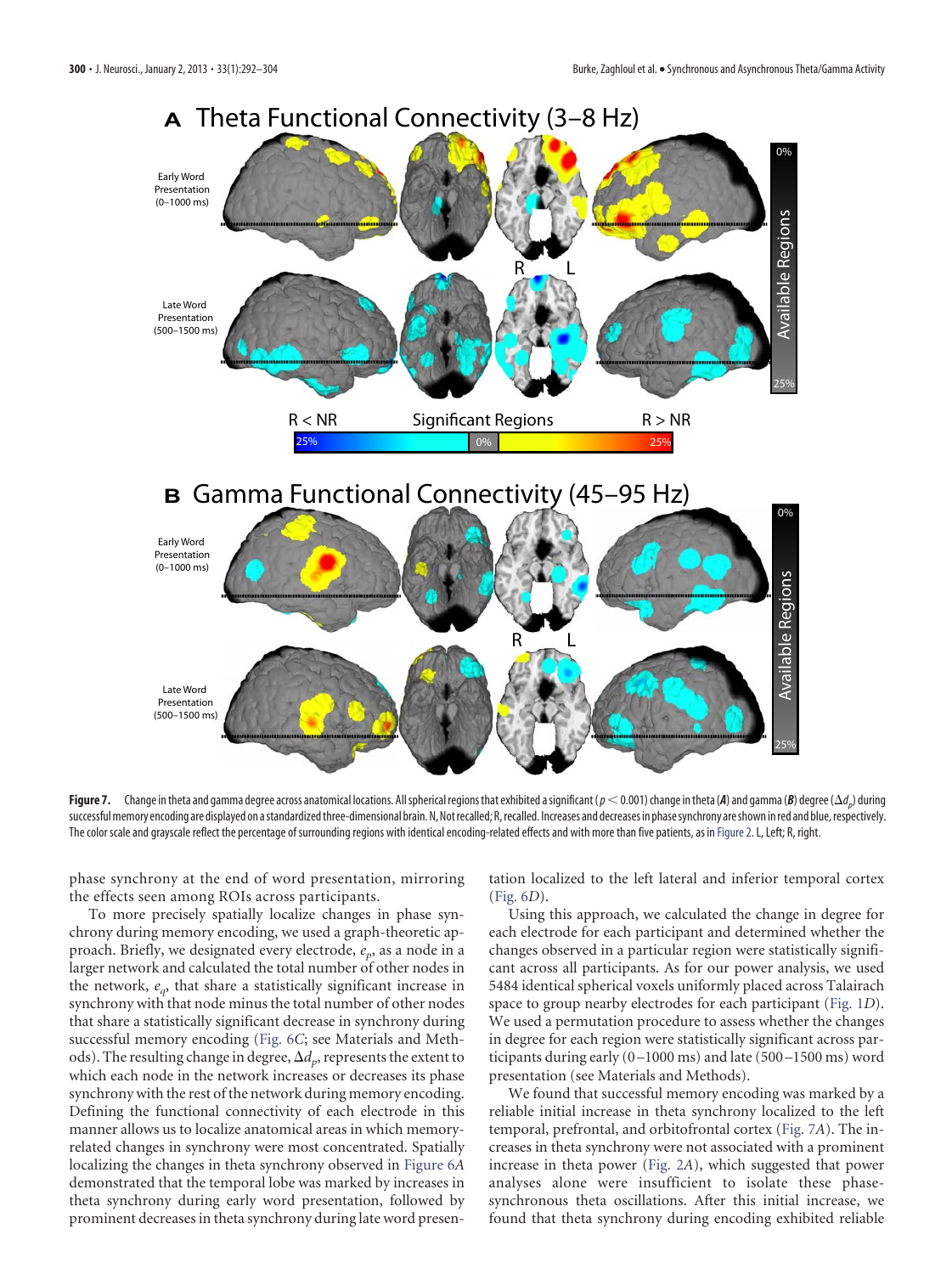**Figure 7.** Change in theta and gamma degree across anatomical locations. All spherical regions that exhibited a significant ($p < 0.001$) change in theta (***A***) and gamma (***B***) degree ($\Delta d_p$) during successful memory encoding are displayed on a standardized three-dimensional brain. N, Not recalled; R, recalled. Increases and decreases in phase synchrony are shown in red and blue, respectively. The color scale and grayscale reflect the percentage of surrounding regions with identical encoding-related effects and with more than five patients, as in Figure 2. L, Left; R, right.

phase synchrony at the end of word presentation, mirroring the effects seen among ROIs across participants.

To more precisely spatially localize changes in phase synchrony during memory encoding, we used a graph-theoretic approach. Briefly, we designated every electrode, $e_p$, as a node in a larger network and calculated the total number of other nodes in the network, $e_q$, that share a statistically significant increase in synchrony with that node minus the total number of other nodes that share a statistically significant decrease in synchrony during successful memory encoding (Fig. 6C; see Materials and Methods). The resulting change in degree, $\Delta d_p$, represents the extent to which each node in the network increases or decreases its phase synchrony with the rest of the network during memory encoding. Defining the functional connectivity of each electrode in this manner allows us to localize anatomical areas in which memory-related changes in synchrony were most concentrated. Spatially localizing the changes in theta synchrony observed in Figure 6A demonstrated that the temporal lobe was marked by increases in theta synchrony during early word presentation, followed by prominent decreases in theta synchrony during late word presentation localized to the left lateral and inferior temporal cortex (Fig. 6D).

Using this approach, we calculated the change in degree for each electrode for each participant and determined whether the changes observed in a particular region were statistically significant across all participants. As for our power analysis, we used 5484 identical spherical voxels uniformly placed across Talairach space to group nearby electrodes for each participant (Fig. 1D). We used a permutation procedure to assess whether the changes in degree for each region were statistically significant across participants during early (0–1000 ms) and late (500–1500 ms) word presentation (see Materials and Methods).

We found that successful memory encoding was marked by a reliable initial increase in theta synchrony localized to the left temporal, prefrontal, and orbitofrontal cortex (Fig. 7A). The increases in theta synchrony were not associated with a prominent increase in theta power (Fig. 2A), which suggested that power analyses alone were insufficient to isolate these phase-synchronous theta oscillations. After this initial increase, we found that theta synchrony during encoding exhibited reliable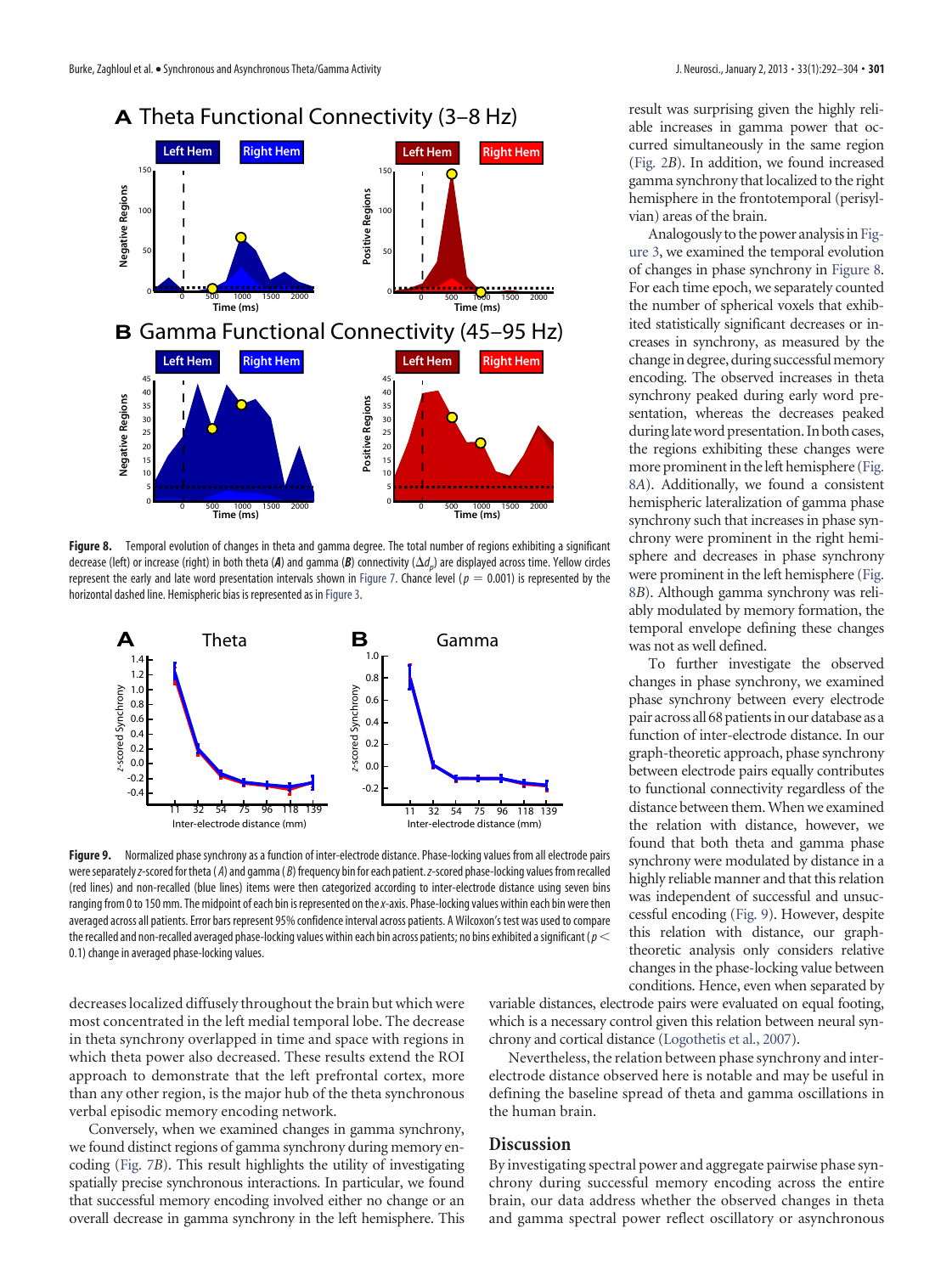**Figure 8.** Temporal evolution of changes in theta and gamma degree. The total number of regions exhibiting a significant decrease (left) or increase (right) in both theta (***A***) and gamma (***B***) connectivity ($\Delta d_p$) are displayed across time. Yellow circles represent the early and late word presentation intervals shown in Figure 7. Chance level ($p = 0.001$) is represented by the horizontal dashed line. Hemispheric bias is represented as in Figure 3.

**Figure 9.** Normalized phase synchrony as a function of inter-electrode distance. Phase-locking values from all electrode pairs were separately *z*-scored for theta (*A*) and gamma (*B*) frequency bin for each patient. *z*-scored phase-locking values from recalled (red lines) and non-recalled (blue lines) items were then categorized according to inter-electrode distance using seven bins ranging from 0 to 150 mm. The midpoint of each bin is represented on the *x*-axis. Phase-locking values within each bin were then averaged across all patients. Error bars represent 95% confidence interval across patients. A Wilcoxon's test was used to compare the recalled and non-recalled averaged phase-locking values within each bin across patients; no bins exhibited a significant ($p < 0.1$) change in averaged phase-locking values.

decreases localized diffusely throughout the brain but which were most concentrated in the left medial temporal lobe. The decrease in theta synchrony overlapped in time and space with regions in which theta power also decreased. These results extend the ROI approach to demonstrate that the left prefrontal cortex, more than any other region, is the major hub of the theta synchronous verbal episodic memory encoding network.

Conversely, when we examined changes in gamma synchrony, we found distinct regions of gamma synchrony during memory encoding (Fig. 7*B*). This result highlights the utility of investigating spatially precise synchronous interactions. In particular, we found that successful memory encoding involved either no change or an overall decrease in gamma synchrony in the left hemisphere. This result was surprising given the highly reliable increases in gamma power that occurred simultaneously in the same region (Fig. 2*B*). In addition, we found increased gamma synchrony that localized to the right hemisphere in the frontotemporal (perisylvian) areas of the brain.

Analogously to the power analysis in Figure 3, we examined the temporal evolution of changes in phase synchrony in Figure 8. For each time epoch, we separately counted the number of spherical voxels that exhibited statistically significant decreases or increases in synchrony, as measured by the change in degree, during successful memory encoding. The observed increases in theta synchrony peaked during early word presentation, whereas the decreases peaked during late word presentation. In both cases, the regions exhibiting these changes were more prominent in the left hemisphere (Fig. 8*A*). Additionally, we found a consistent hemispheric lateralization of gamma phase synchrony such that increases in phase synchrony were prominent in the right hemisphere and decreases in phase synchrony were prominent in the left hemisphere (Fig. 8*B*). Although gamma synchrony was reliably modulated by memory formation, the temporal envelope defining these changes was not as well defined.

To further investigate the observed changes in phase synchrony, we examined phase synchrony between every electrode pair across all 68 patients in our database as a function of inter-electrode distance. In our graph-theoretic approach, phase synchrony between electrode pairs equally contributes to functional connectivity regardless of the distance between them. When we examined the relation with distance, however, we found that both theta and gamma phase synchrony were modulated by distance in a highly reliable manner and that this relation was independent of successful and unsuccessful encoding (Fig. 9). However, despite this relation with distance, our graph-theoretic analysis only considers relative changes in the phase-locking value between conditions. Hence, even when separated by variable distances, electrode pairs were evaluated on equal footing, which is a necessary control given this relation between neural synchrony and cortical distance (Logothetis et al., 2007).

Nevertheless, the relation between phase synchrony and inter-electrode distance observed here is notable and may be useful in defining the baseline spread of theta and gamma oscillations in the human brain.

## Discussion

By investigating spectral power and aggregate pairwise phase synchrony during successful memory encoding across the entire brain, our data address whether the observed changes in theta and gamma spectral power reflect oscillatory or asynchronous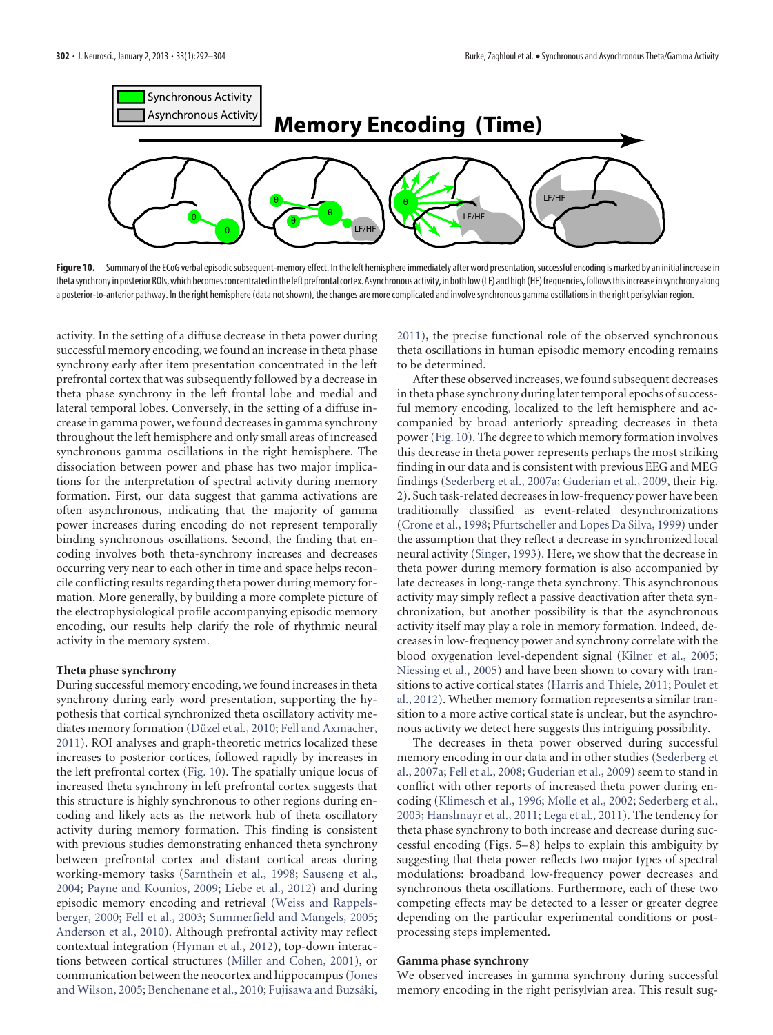**Figure 10.** Summary of the ECoG verbal episodic subsequent-memory effect. In the left hemisphere immediately after word presentation, successful encoding is marked by an initial increase in theta synchrony in posterior ROIs, which becomes concentrated in the left prefrontal cortex. Asynchronous activity, in both low (LF) and high (HF) frequencies, follows this increase in synchrony along a posterior-to-anterior pathway. In the right hemisphere (data not shown), the changes are more complicated and involve synchronous gamma oscillations in the right perisylvian region.

activity. In the setting of a diffuse decrease in theta power during successful memory encoding, we found an increase in theta phase synchrony early after item presentation concentrated in the left prefrontal cortex that was subsequently followed by a decrease in theta phase synchrony in the left frontal lobe and medial and lateral temporal lobes. Conversely, in the setting of a diffuse increase in gamma power, we found decreases in gamma synchrony throughout the left hemisphere and only small areas of increased synchronous gamma oscillations in the right hemisphere. The dissociation between power and phase has two major implications for the interpretation of spectral activity during memory formation. First, our data suggest that gamma activations are often asynchronous, indicating that the majority of gamma power increases during encoding do not represent temporally binding synchronous oscillations. Second, the finding that encoding involves both theta-synchrony increases and decreases occurring very near to each other in time and space helps reconcile conflicting results regarding theta power during memory formation. More generally, by building a more complete picture of the electrophysiological profile accompanying episodic memory encoding, our results help clarify the role of rhythmic neural activity in the memory system.

### Theta phase synchrony

During successful memory encoding, we found increases in theta synchrony during early word presentation, supporting the hypothesis that cortical synchronized theta oscillatory activity mediates memory formation (Düzel et al., 2010; Fell and Axmacher, 2011). ROI analyses and graph-theoretic metrics localized these increases to posterior cortices, followed rapidly by increases in the left prefrontal cortex (Fig. 10). The spatially unique locus of increased theta synchrony in left prefrontal cortex suggests that this structure is highly synchronous to other regions during encoding and likely acts as the network hub of theta oscillatory activity during memory formation. This finding is consistent with previous studies demonstrating enhanced theta synchrony between prefrontal cortex and distant cortical areas during working-memory tasks (Sarnthein et al., 1998; Sauseng et al., 2004; Payne and Kounios, 2009; Liebe et al., 2012) and during episodic memory encoding and retrieval (Weiss and Rappelsberger, 2000; Fell et al., 2003; Summerfield and Mangels, 2005; Anderson et al., 2010). Although prefrontal activity may reflect contextual integration (Hyman et al., 2012), top-down interactions between cortical structures (Miller and Cohen, 2001), or communication between the neocortex and hippocampus (Jones and Wilson, 2005; Benchenane et al., 2010; Fujisawa and Buzsáki, 2011), the precise functional role of the observed synchronous theta oscillations in human episodic memory encoding remains to be determined.

After these observed increases, we found subsequent decreases in theta phase synchrony during later temporal epochs of successful memory encoding, localized to the left hemisphere and accompanied by broad anteriorly spreading decreases in theta power (Fig. 10). The degree to which memory formation involves this decrease in theta power represents perhaps the most striking finding in our data and is consistent with previous EEG and MEG findings (Sederberg et al., 2007a; Guderian et al., 2009, their Fig. 2). Such task-related decreases in low-frequency power have been traditionally classified as event-related desynchronizations (Crone et al., 1998; Pfurtscheller and Lopes Da Silva, 1999) under the assumption that they reflect a decrease in synchronized local neural activity (Singer, 1993). Here, we show that the decrease in theta power during memory formation is also accompanied by late decreases in long-range theta synchrony. This asynchronous activity may simply reflect a passive deactivation after theta synchronization, but another possibility is that the asynchronous activity itself may play a role in memory formation. Indeed, decreases in low-frequency power and synchrony correlate with the blood oxygenation level-dependent signal (Kilner et al., 2005; Niessing et al., 2005) and have been shown to covary with transitions to active cortical states (Harris and Thiele, 2011; Poulet et al., 2012). Whether memory formation represents a similar transition to a more active cortical state is unclear, but the asynchronous activity we detect here suggests this intriguing possibility.

The decreases in theta power observed during successful memory encoding in our data and in other studies (Sederberg et al., 2007a; Fell et al., 2008; Guderian et al., 2009) seem to stand in conflict with other reports of increased theta power during encoding (Klimesch et al., 1996; Mölle et al., 2002; Sederberg et al., 2003; Hanslmayr et al., 2011; Lega et al., 2011). The tendency for theta phase synchrony to both increase and decrease during successful encoding (Figs. 5–8) helps to explain this ambiguity by suggesting that theta power reflects two major types of spectral modulations: broadband low-frequency power decreases and synchronous theta oscillations. Furthermore, each of these two competing effects may be detected to a lesser or greater degree depending on the particular experimental conditions or postprocessing steps implemented.

### Gamma phase synchrony

We observed increases in gamma synchrony during successful memory encoding in the right perisylvian area. This result sug-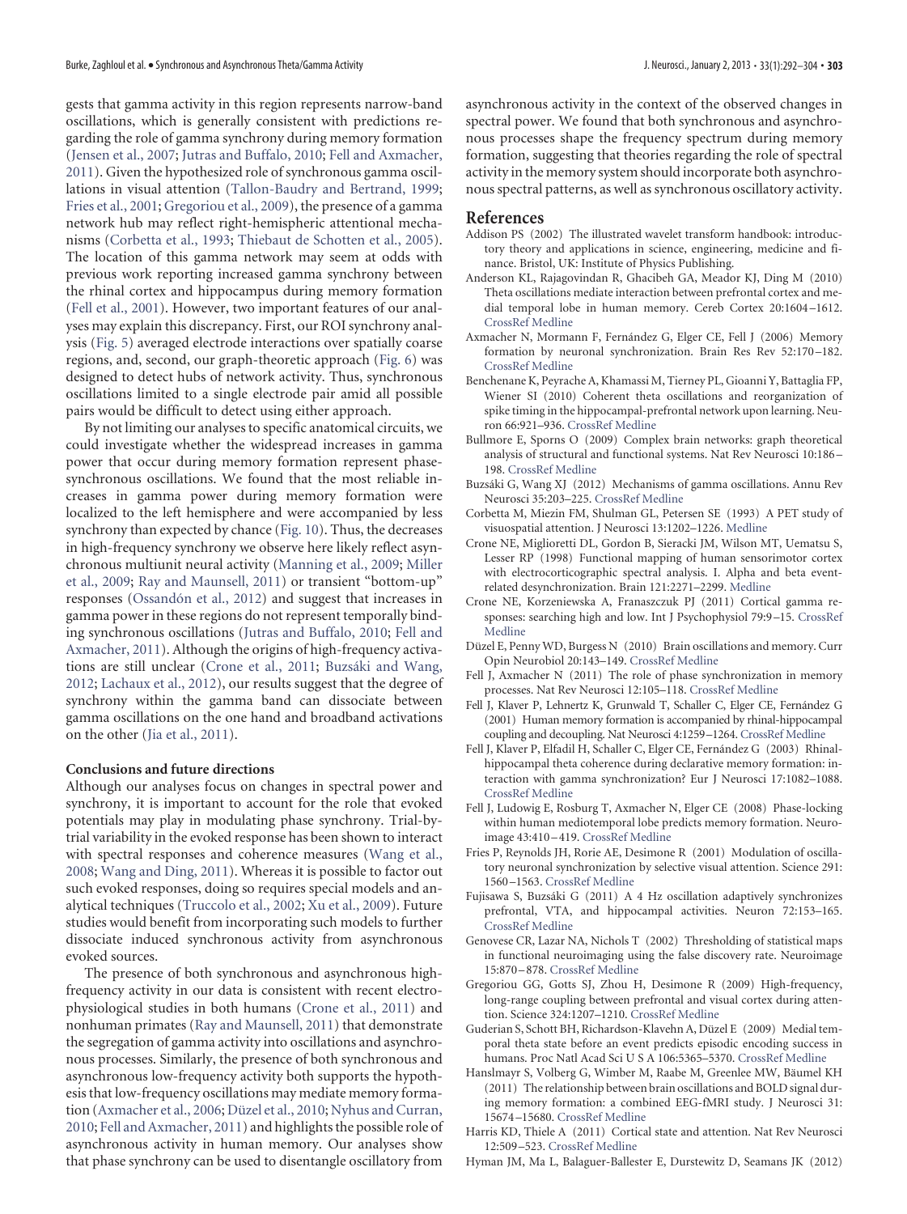gests that gamma activity in this region represents narrow-band oscillations, which is generally consistent with predictions regarding the role of gamma synchrony during memory formation (Jensen et al., 2007; Jutras and Buffalo, 2010; Fell and Axmacher, 2011). Given the hypothesized role of synchronous gamma oscillations in visual attention (Tallon-Baudry and Bertrand, 1999; Fries et al., 2001; Gregoriou et al., 2009), the presence of a gamma network hub may reflect right-hemispheric attentional mechanisms (Corbetta et al., 1993; Thiebaut de Schotten et al., 2005). The location of this gamma network may seem at odds with previous work reporting increased gamma synchrony between the rhinal cortex and hippocampus during memory formation (Fell et al., 2001). However, two important features of our analyses may explain this discrepancy. First, our ROI synchrony analysis (Fig. 5) averaged electrode interactions over spatially coarse regions, and, second, our graph-theoretic approach (Fig. 6) was designed to detect hubs of network activity. Thus, synchronous oscillations limited to a single electrode pair amid all possible pairs would be difficult to detect using either approach.

By not limiting our analyses to specific anatomical circuits, we could investigate whether the widespread increases in gamma power that occur during memory formation represent phase-synchronous oscillations. We found that the most reliable increases in gamma power during memory formation were localized to the left hemisphere and were accompanied by less synchrony than expected by chance (Fig. 10). Thus, the decreases in high-frequency synchrony we observe here likely reflect asynchronous multiunit neural activity (Manning et al., 2009; Miller et al., 2009; Ray and Maunsell, 2011) or transient "bottom-up" responses (Ossandón et al., 2012) and suggest that increases in gamma power in these regions do not represent temporally binding synchronous oscillations (Jutras and Buffalo, 2010; Fell and Axmacher, 2011). Although the origins of high-frequency activations are still unclear (Crone et al., 2011; Buzsáki and Wang, 2012; Lachaux et al., 2012), our results suggest that the degree of synchrony within the gamma band can dissociate between gamma oscillations on the one hand and broadband activations on the other (Jia et al., 2011).

### Conclusions and future directions

Although our analyses focus on changes in spectral power and synchrony, it is important to account for the role that evoked potentials may play in modulating phase synchrony. Trial-by-trial variability in the evoked response has been shown to interact with spectral responses and coherence measures (Wang et al., 2008; Wang and Ding, 2011). Whereas it is possible to factor out such evoked responses, doing so requires special models and analytical techniques (Truccolo et al., 2002; Xu et al., 2009). Future studies would benefit from incorporating such models to further dissociate induced synchronous activity from asynchronous evoked sources.

The presence of both synchronous and asynchronous high-frequency activity in our data is consistent with recent electrophysiological studies in both humans (Crone et al., 2011) and nonhuman primates (Ray and Maunsell, 2011) that demonstrate the segregation of gamma activity into oscillations and asynchronous processes. Similarly, the presence of both synchronous and asynchronous low-frequency activity both supports the hypothesis that low-frequency oscillations may mediate memory formation (Axmacher et al., 2006; Düzel et al., 2010; Nyhus and Curran, 2010; Fell and Axmacher, 2011) and highlights the possible role of asynchronous activity in human memory. Our analyses show that phase synchrony can be used to disentangle oscillatory from asynchronous activity in the context of the observed changes in spectral power. We found that both synchronous and asynchronous processes shape the frequency spectrum during memory formation, suggesting that theories regarding the role of spectral activity in the memory system should incorporate both asynchronous spectral patterns, as well as synchronous oscillatory activity.

## References

Addison PS (2002) The illustrated wavelet transform handbook: introductory theory and applications in science, engineering, medicine and finance. Bristol, UK: Institute of Physics Publishing.

Anderson KL, Rajagovindan R, Ghacibeh GA, Meador KJ, Ding M (2010) Theta oscillations mediate interaction between prefrontal cortex and medial temporal lobe in human memory. Cereb Cortex 20:1604–1612. CrossRef Medline

Axmacher N, Mormann F, Fernández G, Elger CE, Fell J (2006) Memory formation by neuronal synchronization. Brain Res Rev 52:170–182. CrossRef Medline

Benchenane K, Peyrache A, Khamassi M, Tierney PL, Gioanni Y, Battaglia FP, Wiener SI (2010) Coherent theta oscillations and reorganization of spike timing in the hippocampal-prefrontal network upon learning. Neuron 66:921–936. CrossRef Medline

Bullmore E, Sporns O (2009) Complex brain networks: graph theoretical analysis of structural and functional systems. Nat Rev Neurosci 10:186–198. CrossRef Medline

Buzsáki G, Wang XJ (2012) Mechanisms of gamma oscillations. Annu Rev Neurosci 35:203–225. CrossRef Medline

Corbetta M, Miezin FM, Shulman GL, Petersen SE (1993) A PET study of visuospatial attention. J Neurosci 13:1202–1226. Medline

Crone NE, Miglioretti DL, Gordon B, Sieracki JM, Wilson MT, Uematsu S, Lesser RP (1998) Functional mapping of human sensorimotor cortex with electrocorticographic spectral analysis. I. Alpha and beta event-related desynchronization. Brain 121:2271–2299. Medline

Crone NE, Korzeniewska A, Franaszczuk PJ (2011) Cortical gamma responses: searching high and low. Int J Psychophysiol 79:9–15. CrossRef Medline

Düzel E, Penny WD, Burgess N (2010) Brain oscillations and memory. Curr Opin Neurobiol 20:143–149. CrossRef Medline

Fell J, Axmacher N (2011) The role of phase synchronization in memory processes. Nat Rev Neurosci 12:105–118. CrossRef Medline

Fell J, Klaver P, Lehnertz K, Grunwald T, Schaller C, Elger CE, Fernández G (2001) Human memory formation is accompanied by rhinal-hippocampal coupling and decoupling. Nat Neurosci 4:1259–1264. CrossRef Medline

Fell J, Klaver P, Elfadil H, Schaller C, Elger CE, Fernández G (2003) Rhinal-hippocampal theta coherence during declarative memory formation: interaction with gamma synchronization? Eur J Neurosci 17:1082–1088. CrossRef Medline

Fell J, Ludowig E, Rosburg T, Axmacher N, Elger CE (2008) Phase-locking within human mediotemporal lobe predicts memory formation. Neuroimage 43:410–419. CrossRef Medline

Fries P, Reynolds JH, Rorie AE, Desimone R (2001) Modulation of oscillatory neuronal synchronization by selective visual attention. Science 291:1560–1563. CrossRef Medline

Fujisawa S, Buzsáki G (2011) A 4 Hz oscillation adaptively synchronizes prefrontal, VTA, and hippocampal activities. Neuron 72:153–165. CrossRef Medline

Genovese CR, Lazar NA, Nichols T (2002) Thresholding of statistical maps in functional neuroimaging using the false discovery rate. Neuroimage 15:870–878. CrossRef Medline

Gregoriou GG, Gotts SJ, Zhou H, Desimone R (2009) High-frequency, long-range coupling between prefrontal and visual cortex during attention. Science 324:1207–1210. CrossRef Medline

Guderian S, Schott BH, Richardson-Klavehn A, Düzel E (2009) Medial temporal theta state before an event predicts episodic encoding success in humans. Proc Natl Acad Sci U S A 106:5365–5370. CrossRef Medline

Hanslmayr S, Volberg G, Wimber M, Raabe M, Greenlee MW, Bäumel KH (2011) The relationship between brain oscillations and BOLD signal during memory formation: a combined EEG-fMRI study. J Neurosci 31:15674–15680. CrossRef Medline

Harris KD, Thiele A (2011) Cortical state and attention. Nat Rev Neurosci 12:509–523. CrossRef Medline

Hyman JM, Ma L, Balaguer-Ballester E, Durstewitz D, Seamans JK (2012)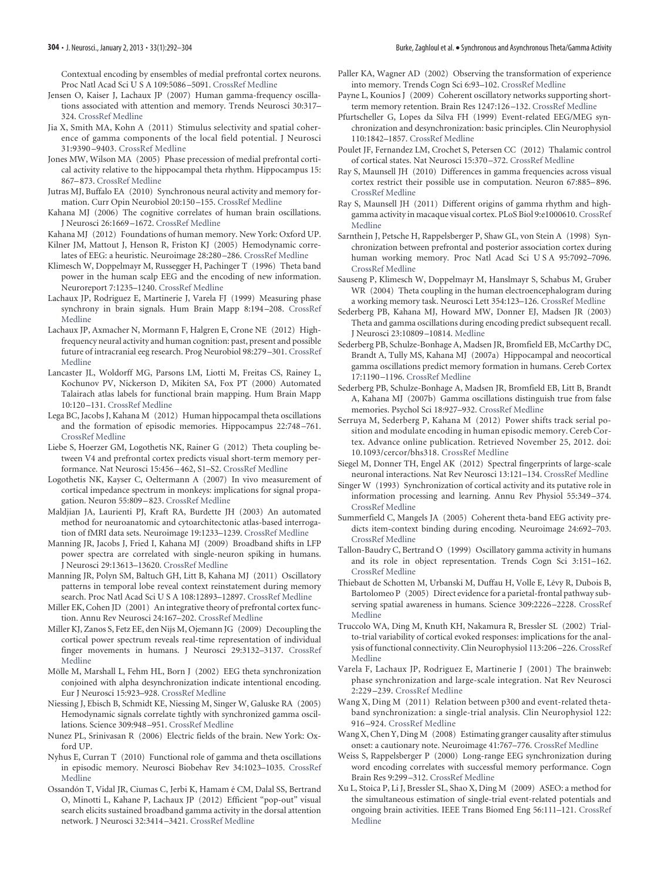Contextual encoding by ensembles of medial prefrontal cortex neurons. Proc Natl Acad Sci U S A 109:5086–5091. CrossRef Medline

Jensen O, Kaiser J, Lachaux JP (2007) Human gamma-frequency oscillations associated with attention and memory. Trends Neurosci 30:317–324. CrossRef Medline

Jia X, Smith MA, Kohn A (2011) Stimulus selectivity and spatial coherence of gamma components of the local field potential. J Neurosci 31:9390–9403. CrossRef Medline

Jones MW, Wilson MA (2005) Phase precession of medial prefrontal cortical activity relative to the hippocampal theta rhythm. Hippocampus 15: 867–873. CrossRef Medline

Jutras MJ, Buffalo EA (2010) Synchronous neural activity and memory formation. Curr Opin Neurobiol 20:150–155. CrossRef Medline

Kahana MJ (2006) The cognitive correlates of human brain oscillations. J Neurosci 26:1669–1672. CrossRef Medline

Kahana MJ (2012) Foundations of human memory. New York: Oxford UP.

Kilner JM, Mattout J, Henson R, Friston KJ (2005) Hemodynamic correlates of EEG: a heuristic. Neuroimage 28:280–286. CrossRef Medline

Klimesch W, Doppelmayr M, Russegger H, Pachinger T (1996) Theta band power in the human scalp EEG and the encoding of new information. Neuroreport 7:1235–1240. CrossRef Medline

Lachaux JP, Rodriguez E, Martinerie J, Varela FJ (1999) Measuring phase synchrony in brain signals. Hum Brain Mapp 8:194–208. CrossRef Medline

Lachaux JP, Axmacher N, Mormann F, Halgren E, Crone NE (2012) High-frequency neural activity and human cognition: past, present and possible future of intracranial eeg research. Prog Neurobiol 98:279–301. CrossRef Medline

Lancaster JL, Woldorff MG, Parsons LM, Liotti M, Freitas CS, Rainey L, Kochunov PV, Nickerson D, Mikiten SA, Fox PT (2000) Automated Talairach atlas labels for functional brain mapping. Hum Brain Mapp 10:120–131. CrossRef Medline

Lega BC, Jacobs J, Kahana M (2012) Human hippocampal theta oscillations and the formation of episodic memories. Hippocampus 22:748–761. CrossRef Medline

Liebe S, Hoerzer GM, Logothetis NK, Rainer G (2012) Theta coupling between V4 and prefrontal cortex predicts visual short-term memory performance. Nat Neurosci 15:456–462, S1–S2. CrossRef Medline

Logothetis NK, Kayser C, Oeltermann A (2007) In vivo measurement of cortical impedance spectrum in monkeys: implications for signal propagation. Neuron 55:809–823. CrossRef Medline

Maldjian JA, Laurienti PJ, Kraft RA, Burdette JH (2003) An automated method for neuroanatomic and cytoarchitectonic atlas-based interrogation of fMRI data sets. Neuroimage 19:1233–1239. CrossRef Medline

Manning JR, Jacobs J, Fried I, Kahana MJ (2009) Broadband shifts in LFP power spectra are correlated with single-neuron spiking in humans. J Neurosci 29:13613–13620. CrossRef Medline

Manning JR, Polyn SM, Baltuch GH, Litt B, Kahana MJ (2011) Oscillatory patterns in temporal lobe reveal context reinstatement during memory search. Proc Natl Acad Sci U S A 108:12893–12897. CrossRef Medline

Miller EK, Cohen JD (2001) An integrative theory of prefrontal cortex function. Annu Rev Neurosci 24:167–202. CrossRef Medline

Miller KJ, Zanos S, Fetz EE, den Nijs M, Ojemann JG (2009) Decoupling the cortical power spectrum reveals real-time representation of individual finger movements in humans. J Neurosci 29:3132–3137. CrossRef Medline

Mölle M, Marshall L, Fehm HL, Born J (2002) EEG theta synchronization conjoined with alpha desynchronization indicate intentional encoding. Eur J Neurosci 15:923–928. CrossRef Medline

Niessing J, Ebisch B, Schmidt KE, Niessing M, Singer W, Galuske RA (2005) Hemodynamic signals correlate tightly with synchronized gamma oscillations. Science 309:948–951. CrossRef Medline

Nunez PL, Srinivasan R (2006) Electric fields of the brain. New York: Oxford UP.

Nyhus E, Curran T (2010) Functional role of gamma and theta oscillations in episodic memory. Neurosci Biobehav Rev 34:1023–1035. CrossRef Medline

Ossandón T, Vidal JR, Ciumas C, Jerbi K, Hamam é CM, Dalal SS, Bertrand O, Minotti L, Kahane P, Lachaux JP (2012) Efficient "pop-out" visual search elicits sustained broadband gamma activity in the dorsal attention network. J Neurosci 32:3414–3421. CrossRef Medline

Paller KA, Wagner AD (2002) Observing the transformation of experience into memory. Trends Cogn Sci 6:93–102. CrossRef Medline

Payne L, Kounios J (2009) Coherent oscillatory networks supporting short-term memory retention. Brain Res 1247:126–132. CrossRef Medline

Pfurtscheller G, Lopes da Silva FH (1999) Event-related EEG/MEG synchronization and desynchronization: basic principles. Clin Neurophysiol 110:1842–1857. CrossRef Medline

Poulet JF, Fernandez LM, Crochet S, Petersen CC (2012) Thalamic control of cortical states. Nat Neurosci 15:370–372. CrossRef Medline

Ray S, Maunsell JH (2010) Differences in gamma frequencies across visual cortex restrict their possible use in computation. Neuron 67:885–896. CrossRef Medline

Ray S, Maunsell JH (2011) Different origins of gamma rhythm and high-gamma activity in macaque visual cortex. PLoS Biol 9:e1000610. CrossRef Medline

Sarnthein J, Petsche H, Rappelsberger P, Shaw GL, von Stein A (1998) Synchronization between prefrontal and posterior association cortex during human working memory. Proc Natl Acad Sci U S A 95:7092–7096. CrossRef Medline

Sauseng P, Klimesch W, Doppelmayr M, Hanslmayr S, Schabus M, Gruber WR (2004) Theta coupling in the human electroencephalogram during a working memory task. Neurosci Lett 354:123–126. CrossRef Medline

Sederberg PB, Kahana MJ, Howard MW, Donner EJ, Madsen JR (2003) Theta and gamma oscillations during encoding predict subsequent recall. J Neurosci 23:10809–10814. Medline

Sederberg PB, Schulze-Bonhage A, Madsen JR, Bromfield EB, McCarthy DC, Brandt A, Tully MS, Kahana MJ (2007a) Hippocampal and neocortical gamma oscillations predict memory formation in humans. Cereb Cortex 17:1190–1196. CrossRef Medline

Sederberg PB, Schulze-Bonhage A, Madsen JR, Bromfield EB, Litt B, Brandt A, Kahana MJ (2007b) Gamma oscillations distinguish true from false memories. Psychol Sci 18:927–932. CrossRef Medline

Serruya M, Sederberg P, Kahana M (2012) Power shifts track serial position and modulate encoding in human episodic memory. Cereb Cortex. Advance online publication. Retrieved November 25, 2012. doi: 10.1093/cercor/bhs318. CrossRef Medline

Siegel M, Donner TH, Engel AK (2012) Spectral fingerprints of large-scale neuronal interactions. Nat Rev Neurosci 13:121–134. CrossRef Medline

Singer W (1993) Synchronization of cortical activity and its putative role in information processing and learning. Annu Rev Physiol 55:349–374. CrossRef Medline

Summerfield C, Mangels JA (2005) Coherent theta-band EEG activity predicts item-context binding during encoding. Neuroimage 24:692–703. CrossRef Medline

Tallon-Baudry C, Bertrand O (1999) Oscillatory gamma activity in humans and its role in object representation. Trends Cogn Sci 3:151–162. CrossRef Medline

Thiebaut de Schotten M, Urbanski M, Duffau H, Volle E, Lévy R, Dubois B, Bartolomeo P (2005) Direct evidence for a parietal-frontal pathway subserving spatial awareness in humans. Science 309:2226–2228. CrossRef Medline

Truccolo WA, Ding M, Knuth KH, Nakamura R, Bressler SL (2002) Trial-to-trial variability of cortical evoked responses: implications for the analysis of functional connectivity. Clin Neurophysiol 113:206–226. CrossRef Medline

Varela F, Lachaux JP, Rodriguez E, Martinerie J (2001) The brainweb: phase synchronization and large-scale integration. Nat Rev Neurosci 2:229–239. CrossRef Medline

Wang X, Ding M (2011) Relation between p300 and event-related theta-band synchronization: a single-trial analysis. Clin Neurophysiol 122: 916–924. CrossRef Medline

Wang X, Chen Y, Ding M (2008) Estimating granger causality after stimulus onset: a cautionary note. Neuroimage 41:767–776. CrossRef Medline

Weiss S, Rappelsberger P (2000) Long-range EEG synchronization during word encoding correlates with successful memory performance. Cogn Brain Res 9:299–312. CrossRef Medline

Xu L, Stoica P, Li J, Bressler SL, Shao X, Ding M (2009) ASEO: a method for the simultaneous estimation of single-trial event-related potentials and ongoing brain activities. IEEE Trans Biomed Eng 56:111–121. CrossRef Medline